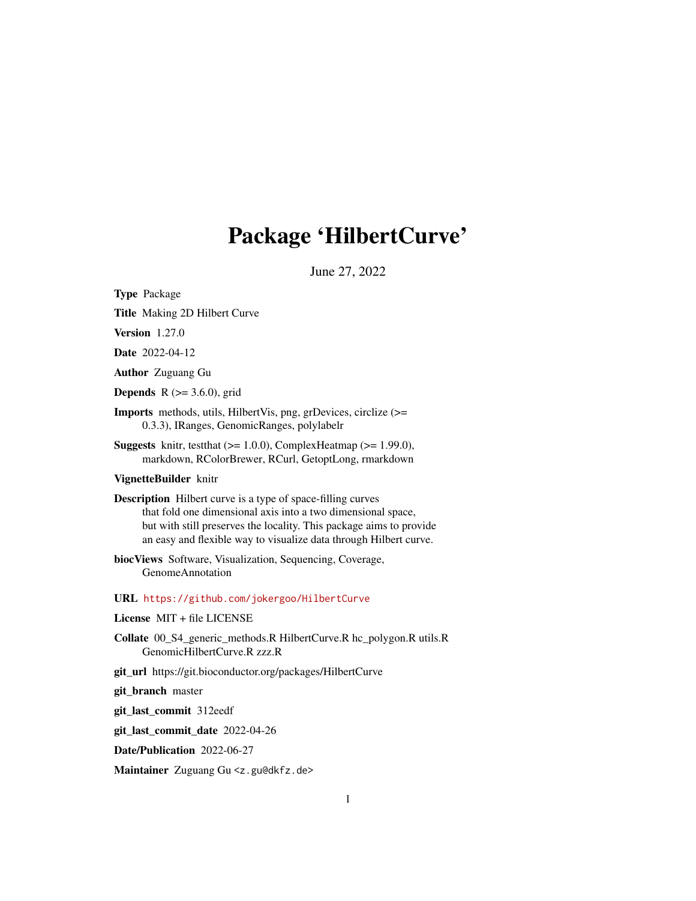# Package 'HilbertCurve'

June 27, 2022

**Type** Package

**Title** Making 2D Hilbert Curve

**Version** 1.27.0

**Date** 2022-04-12

**Author** Zuguang Gu

**Depends** R (>= 3.6.0), grid

**Imports** methods, utils, HilbertVis, png, grDevices, circlize (>= 0.3.3), IRanges, GenomicRanges, polylabelr

**Suggests** knitr, testthat (>= 1.0.0), ComplexHeatmap (>= 1.99.0), markdown, RColorBrewer, RCurl, GetoptLong, rmarkdown

**VignetteBuilder** knitr

**Description** Hilbert curve is a type of space-filling curves that fold one dimensional axis into a two dimensional space, but with still preserves the locality. This package aims to provide an easy and flexible way to visualize data through Hilbert curve.

**biocViews** Software, Visualization, Sequencing, Coverage, GenomeAnnotation

**URL** https://github.com/jokergoo/HilbertCurve

**License** MIT + file LICENSE

**Collate** 00_S4_generic_methods.R HilbertCurve.R hc_polygon.R utils.R GenomicHilbertCurve.R zzz.R

**git_url** https://git.bioconductor.org/packages/HilbertCurve

**git_branch** master

**git_last_commit** 312eedf

**git_last_commit_date** 2022-04-26

**Date/Publication** 2022-06-27

**Maintainer** Zuguang Gu <z.gu@dkfz.de>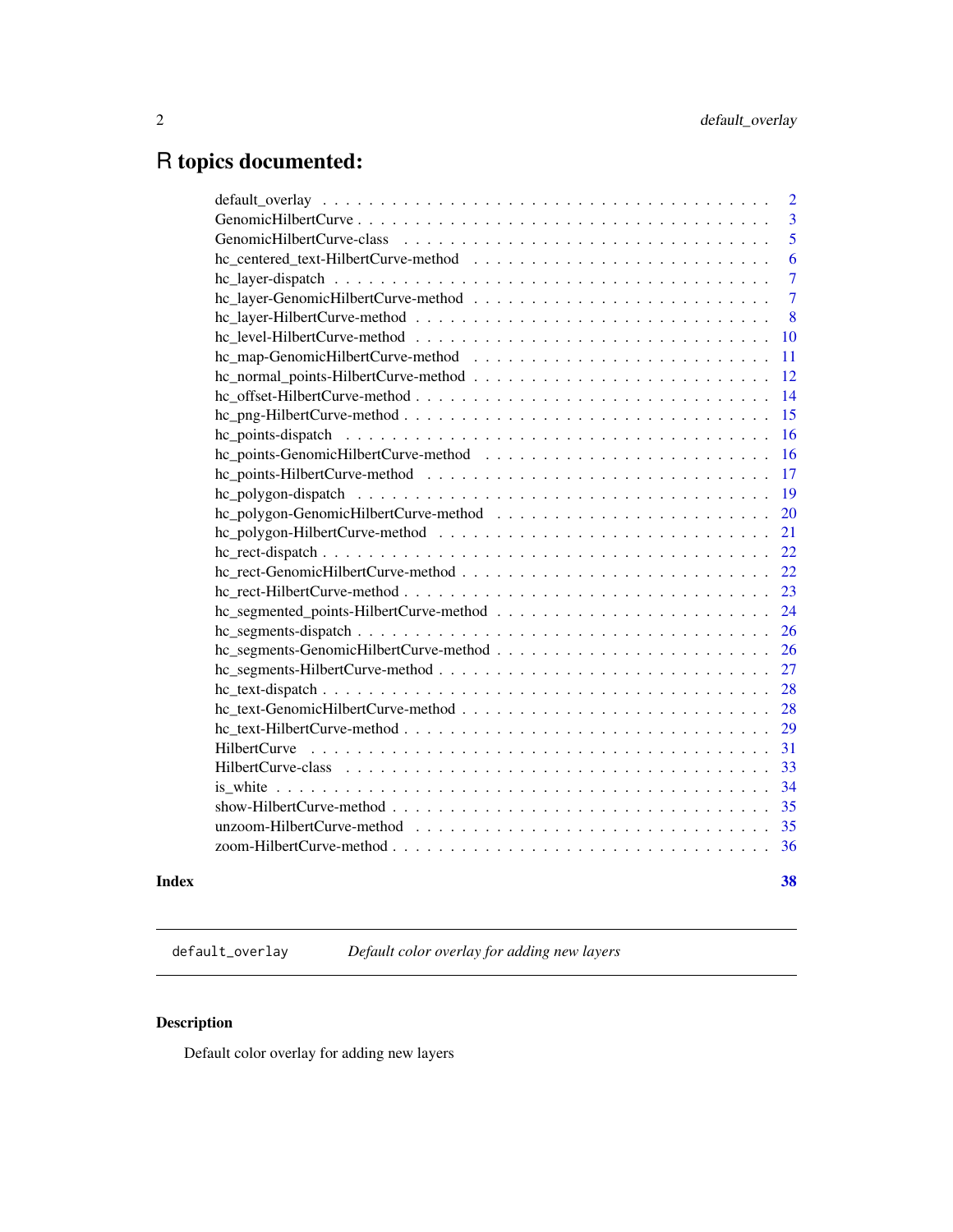# R topics documented:

| | |
|---|---|
| default_overlay | 2 |
| GenomicHilbertCurve | 3 |
| GenomicHilbertCurve-class | 5 |
| hc_centered_text-HilbertCurve-method | 6 |
| hc_layer-dispatch | 7 |
| hc_layer-GenomicHilbertCurve-method | 7 |
| hc_layer-HilbertCurve-method | 8 |
| hc_level-HilbertCurve-method | 10 |
| hc_map-GenomicHilbertCurve-method | 11 |
| hc_normal_points-HilbertCurve-method | 12 |
| hc_offset-HilbertCurve-method | 14 |
| hc_png-HilbertCurve-method | 15 |
| hc_points-dispatch | 16 |
| hc_points-GenomicHilbertCurve-method | 16 |
| hc_points-HilbertCurve-method | 17 |
| hc_polygon-dispatch | 19 |
| hc_polygon-GenomicHilbertCurve-method | 20 |
| hc_polygon-HilbertCurve-method | 21 |
| hc_rect-dispatch | 22 |
| hc_rect-GenomicHilbertCurve-method | 22 |
| hc_rect-HilbertCurve-method | 23 |
| hc_segmented_points-HilbertCurve-method | 24 |
| hc_segments-dispatch | 26 |
| hc_segments-GenomicHilbertCurve-method | 26 |
| hc_segments-HilbertCurve-method | 27 |
| hc_text-dispatch | 28 |
| hc_text-GenomicHilbertCurve-method | 28 |
| hc_text-HilbertCurve-method | 29 |
| HilbertCurve | 31 |
| HilbertCurve-class | 33 |
| is_white | 34 |
| show-HilbertCurve-method | 35 |
| unzoom-HilbertCurve-method | 35 |
| zoom-HilbertCurve-method | 36 |

**Index** **38**

---

`default_overlay` *Default color overlay for adding new layers*

---

## Description

Default color overlay for adding new layers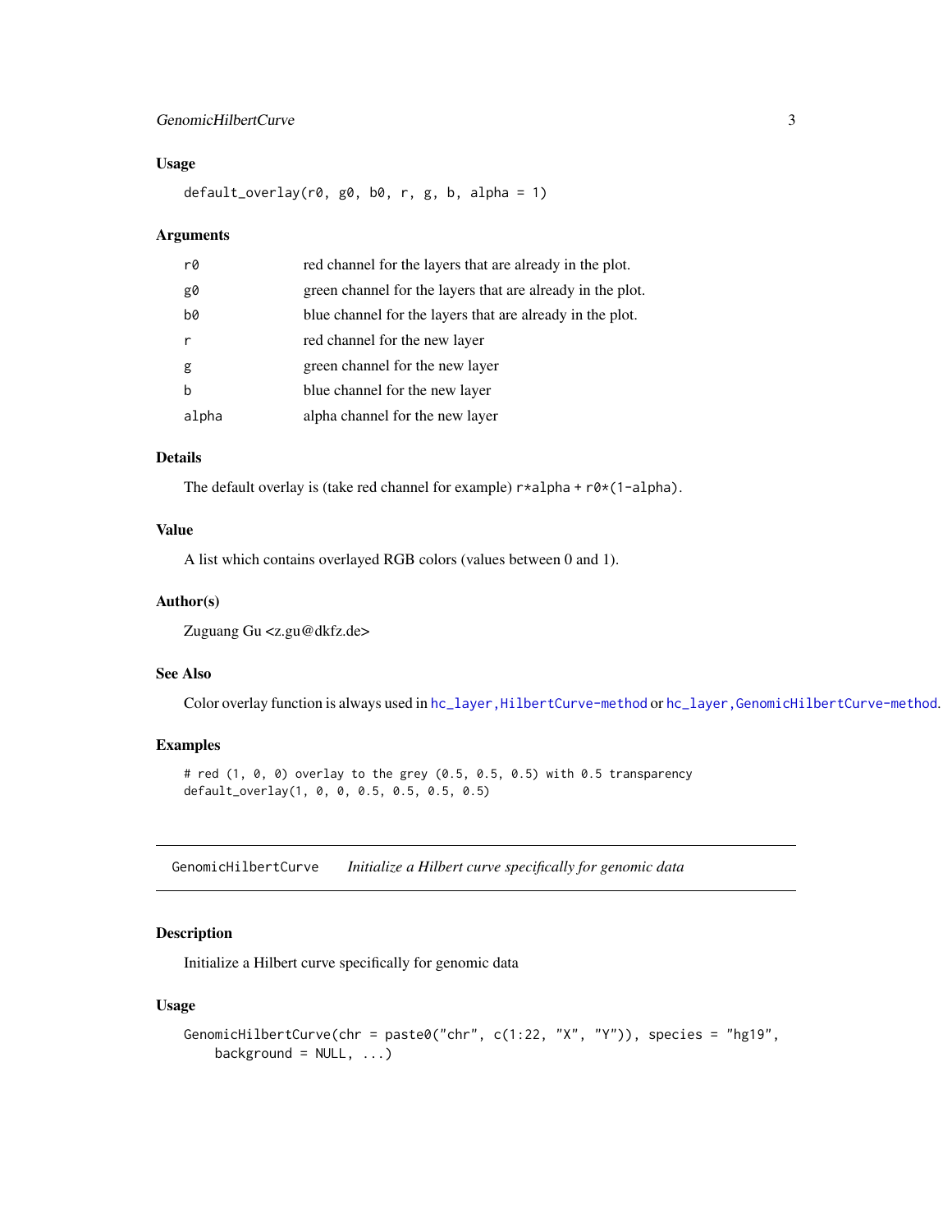### Usage

```
default_overlay(r0, g0, b0, r, g, b, alpha = 1)
```

### Arguments

| | |
|---|---|
| r0 | red channel for the layers that are already in the plot. |
| g0 | green channel for the layers that are already in the plot. |
| b0 | blue channel for the layers that are already in the plot. |
| r | red channel for the new layer |
| g | green channel for the new layer |
| b | blue channel for the new layer |
| alpha | alpha channel for the new layer |

### Details

The default overlay is (take red channel for example) `r*alpha + r0*(1-alpha)`.

### Value

A list which contains overlayed RGB colors (values between 0 and 1).

### Author(s)

Zuguang Gu <z.gu@dkfz.de>

### See Also

Color overlay function is always used in `hc_layer,HilbertCurve-method` or `hc_layer,GenomicHilbertCurve-method`.

### Examples

```
# red (1, 0, 0) overlay to the grey (0.5, 0.5, 0.5) with 0.5 transparency
default_overlay(1, 0, 0, 0.5, 0.5, 0.5, 0.5)
```

---

## GenomicHilbertCurve *Initialize a Hilbert curve specifically for genomic data*

### Description

Initialize a Hilbert curve specifically for genomic data

### Usage

```
GenomicHilbertCurve(chr = paste0("chr", c(1:22, "X", "Y")), species = "hg19",
    background = NULL, ...)
```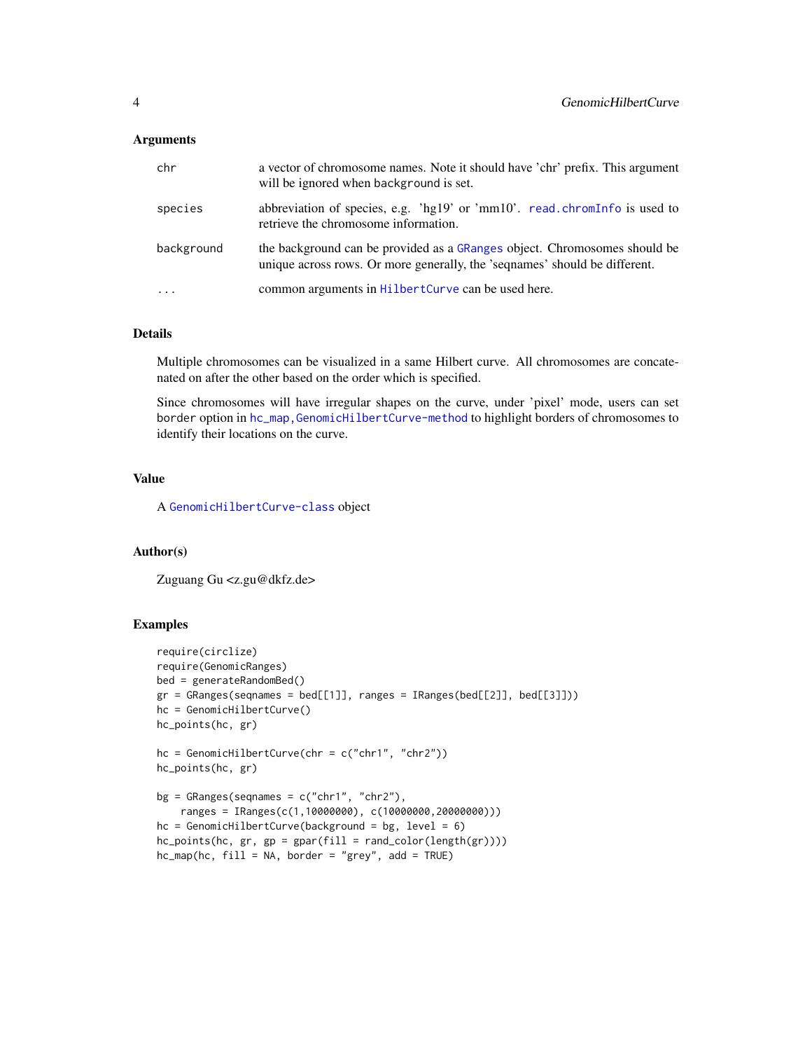## Arguments

| | |
|---|---|
| `chr` | a vector of chromosome names. Note it should have 'chr' prefix. This argument will be ignored when `background` is set. |
| `species` | abbreviation of species, e.g. 'hg19' or 'mm10'. `read.chromInfo` is used to retrieve the chromosome information. |
| `background` | the background can be provided as a `GRanges` object. Chromosomes should be unique across rows. Or more generally, the 'seqnames' should be different. |
| `...` | common arguments in `HilbertCurve` can be used here. |

## Details

Multiple chromosomes can be visualized in a same Hilbert curve. All chromosomes are concatenated on after the other based on the order which is specified.

Since chromosomes will have irregular shapes on the curve, under 'pixel' mode, users can set `border` option in `hc_map,GenomicHilbertCurve-method` to highlight borders of chromosomes to identify their locations on the curve.

## Value

A `GenomicHilbertCurve-class` object

## Author(s)

Zuguang Gu <z.gu@dkfz.de>

## Examples

```
require(circlize)
require(GenomicRanges)
bed = generateRandomBed()
gr = GRanges(seqnames = bed[[1]], ranges = IRanges(bed[[2]], bed[[3]]))
hc = GenomicHilbertCurve()
hc_points(hc, gr)

hc = GenomicHilbertCurve(chr = c("chr1", "chr2"))
hc_points(hc, gr)

bg = GRanges(seqnames = c("chr1", "chr2"),
    ranges = IRanges(c(1,10000000), c(10000000,20000000)))
hc = GenomicHilbertCurve(background = bg, level = 6)
hc_points(hc, gr, gp = gpar(fill = rand_color(length(gr))))
hc_map(hc, fill = NA, border = "grey", add = TRUE)
```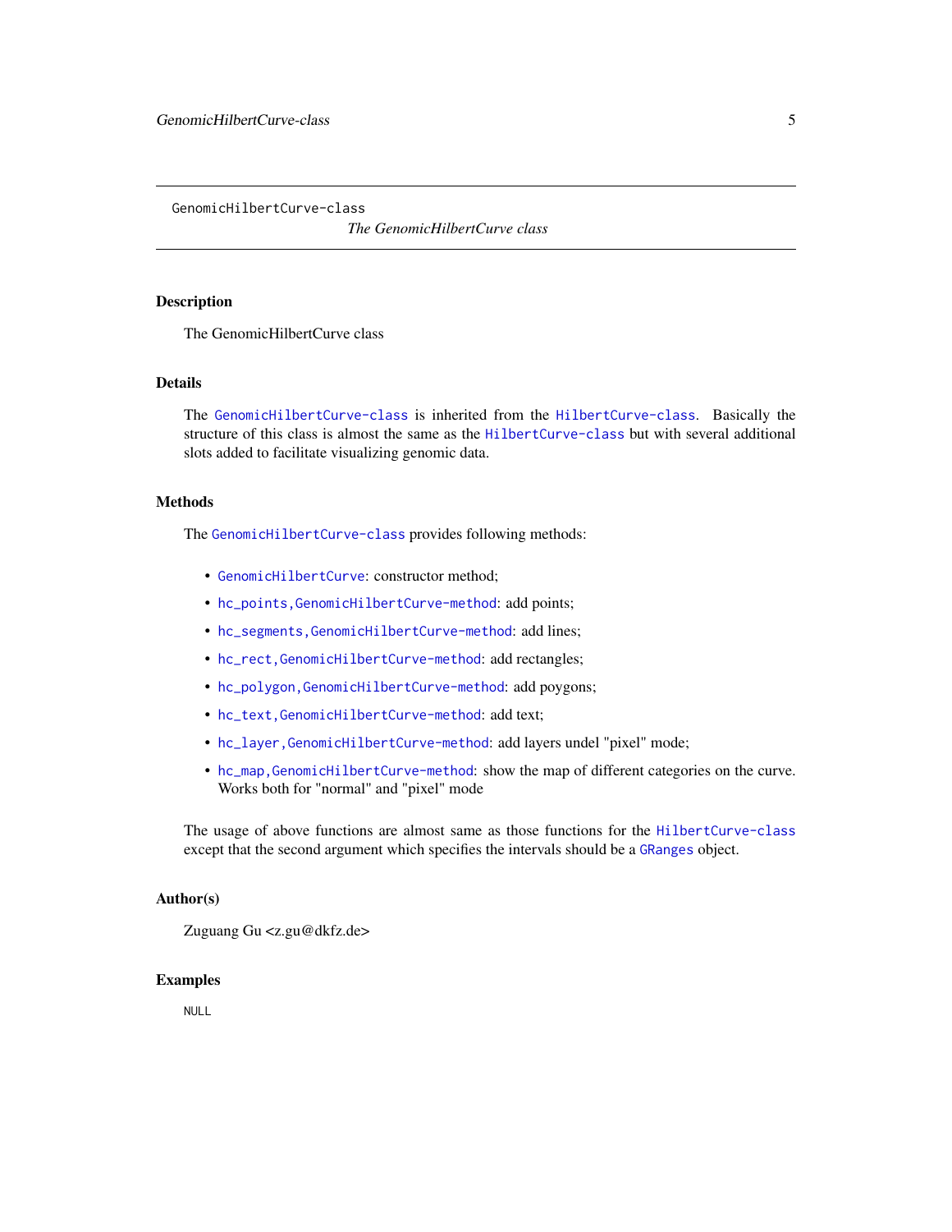GenomicHilbertCurve-class

*The GenomicHilbertCurve class*

## Description

The GenomicHilbertCurve class

## Details

The `GenomicHilbertCurve-class` is inherited from the `HilbertCurve-class`. Basically the structure of this class is almost the same as the `HilbertCurve-class` but with several additional slots added to facilitate visualizing genomic data.

## Methods

The `GenomicHilbertCurve-class` provides following methods:

- `GenomicHilbertCurve`: constructor method;
- `hc_points,GenomicHilbertCurve-method`: add points;
- `hc_segments,GenomicHilbertCurve-method`: add lines;
- `hc_rect,GenomicHilbertCurve-method`: add rectangles;
- `hc_polygon,GenomicHilbertCurve-method`: add poygons;
- `hc_text,GenomicHilbertCurve-method`: add text;
- `hc_layer,GenomicHilbertCurve-method`: add layers undel "pixel" mode;
- `hc_map,GenomicHilbertCurve-method`: show the map of different categories on the curve. Works both for "normal" and "pixel" mode

The usage of above functions are almost same as those functions for the `HilbertCurve-class` except that the second argument which specifies the intervals should be a `GRanges` object.

## Author(s)

Zuguang Gu <z.gu@dkfz.de>

## Examples

```
NULL
```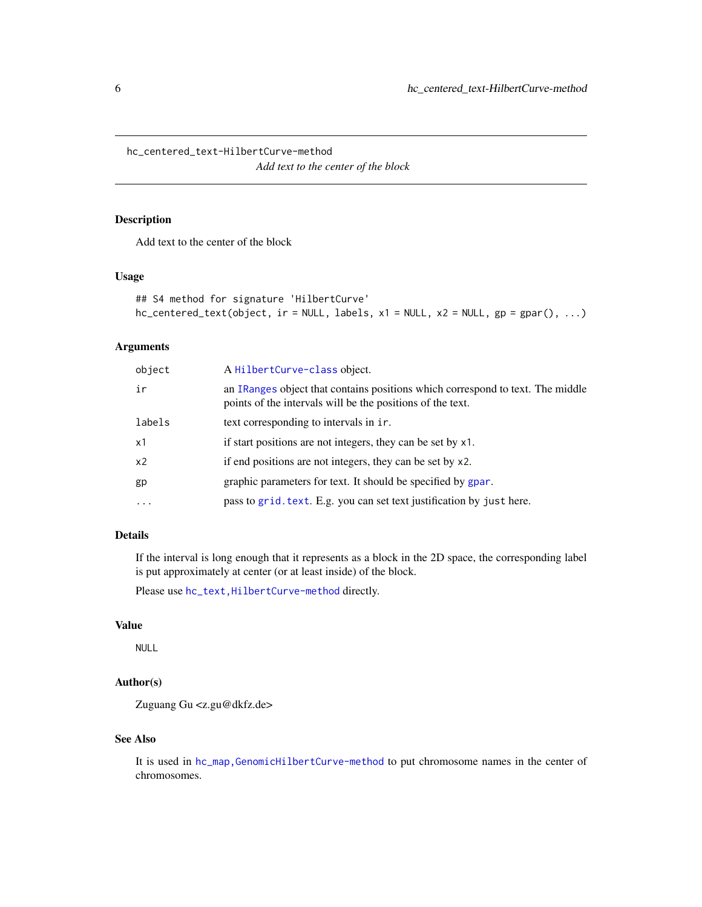# hc_centered_text-HilbertCurve-method

*Add text to the center of the block*

## Description

Add text to the center of the block

## Usage

```
## S4 method for signature 'HilbertCurve'
hc_centered_text(object, ir = NULL, labels, x1 = NULL, x2 = NULL, gp = gpar(), ...)
```

## Arguments

| | |
|---|---|
| object | A `HilbertCurve-class` object. |
| ir | an `IRanges` object that contains positions which correspond to text. The middle points of the intervals will be the positions of the text. |
| labels | text corresponding to intervals in `ir`. |
| x1 | if start positions are not integers, they can be set by `x1`. |
| x2 | if end positions are not integers, they can be set by `x2`. |
| gp | graphic parameters for text. It should be specified by `gpar`. |
| ... | pass to `grid.text`. E.g. you can set text justification by `just` here. |

## Details

If the interval is long enough that it represents as a block in the 2D space, the corresponding label is put approximately at center (or at least inside) of the block.

Please use `hc_text,HilbertCurve-method` directly.

## Value

NULL

## Author(s)

Zuguang Gu <z.gu@dkfz.de>

## See Also

It is used in `hc_map,GenomicHilbertCurve-method` to put chromosome names in the center of chromosomes.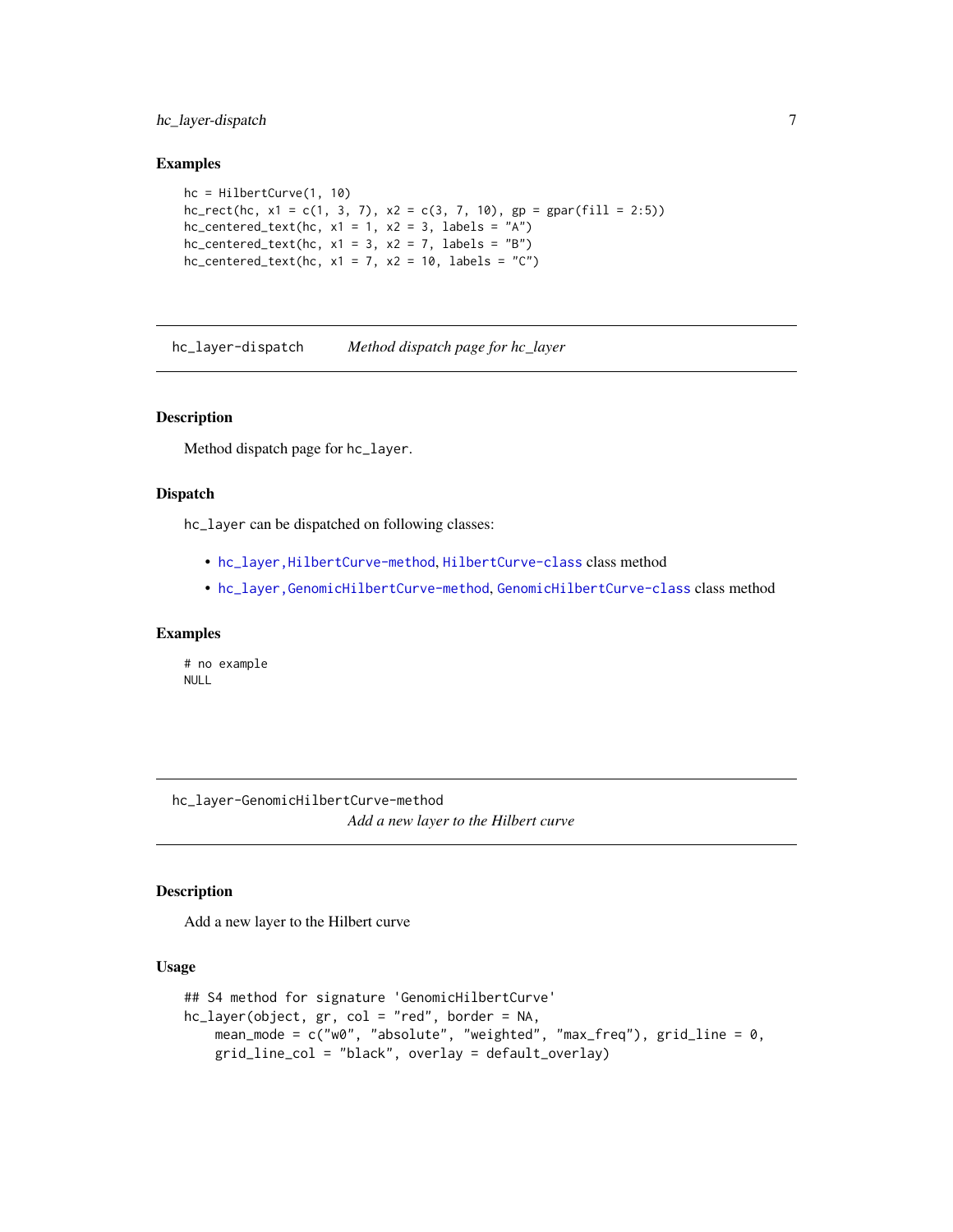### Examples

```
hc = HilbertCurve(1, 10)
hc_rect(hc, x1 = c(1, 3, 7), x2 = c(3, 7, 10), gp = gpar(fill = 2:5))
hc_centered_text(hc, x1 = 1, x2 = 3, labels = "A")
hc_centered_text(hc, x1 = 3, x2 = 7, labels = "B")
hc_centered_text(hc, x1 = 7, x2 = 10, labels = "C")
```

---

## hc_layer-dispatch    *Method dispatch page for hc_layer*

---

### Description

Method dispatch page for `hc_layer`.

### Dispatch

`hc_layer` can be dispatched on following classes:

- `hc_layer,HilbertCurve-method`, `HilbertCurve-class` class method
- `hc_layer,GenomicHilbertCurve-method`, `GenomicHilbertCurve-class` class method

### Examples

```
# no example
NULL
```

---

## hc_layer-GenomicHilbertCurve-method    *Add a new layer to the Hilbert curve*

---

### Description

Add a new layer to the Hilbert curve

### Usage

```
## S4 method for signature 'GenomicHilbertCurve'
hc_layer(object, gr, col = "red", border = NA,
    mean_mode = c("w0", "absolute", "weighted", "max_freq"), grid_line = 0,
    grid_line_col = "black", overlay = default_overlay)
```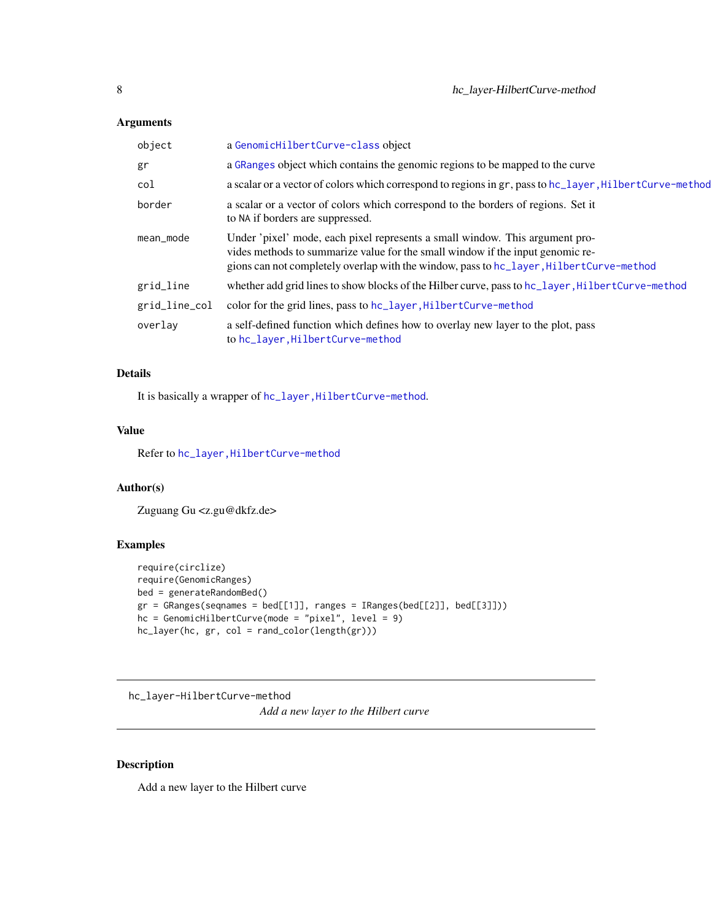## Arguments

| | |
|---|---|
| object | a GenomicHilbertCurve-class object |
| gr | a GRanges object which contains the genomic regions to be mapped to the curve |
| col | a scalar or a vector of colors which correspond to regions in gr, pass to hc_layer,HilbertCurve-method |
| border | a scalar or a vector of colors which correspond to the borders of regions. Set it to NA if borders are suppressed. |
| mean_mode | Under 'pixel' mode, each pixel represents a small window. This argument provides methods to summarize value for the small window if the input genomic regions can not completely overlap with the window, pass to hc_layer,HilbertCurve-method |
| grid_line | whether add grid lines to show blocks of the Hilber curve, pass to hc_layer,HilbertCurve-method |
| grid_line_col | color for the grid lines, pass to hc_layer,HilbertCurve-method |
| overlay | a self-defined function which defines how to overlay new layer to the plot, pass to hc_layer,HilbertCurve-method |

## Details

It is basically a wrapper of hc_layer,HilbertCurve-method.

## Value

Refer to hc_layer,HilbertCurve-method

## Author(s)

Zuguang Gu <z.gu@dkfz.de>

## Examples

```
require(circlize)
require(GenomicRanges)
bed = generateRandomBed()
gr = GRanges(seqnames = bed[[1]], ranges = IRanges(bed[[2]], bed[[3]]))
hc = GenomicHilbertCurve(mode = "pixel", level = 9)
hc_layer(hc, gr, col = rand_color(length(gr)))
```

---

# hc_layer-HilbertCurve-method

*Add a new layer to the Hilbert curve*

---

## Description

Add a new layer to the Hilbert curve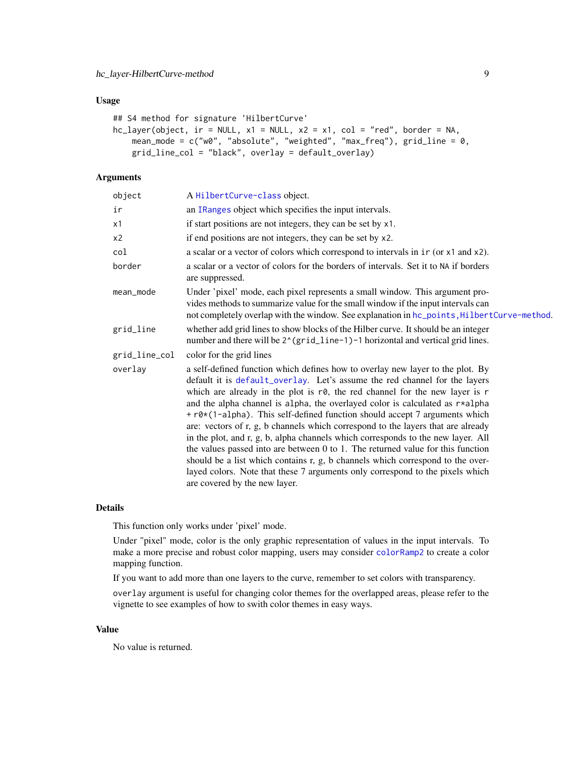### Usage

```
## S4 method for signature 'HilbertCurve'
hc_layer(object, ir = NULL, x1 = NULL, x2 = x1, col = "red", border = NA,
    mean_mode = c("w0", "absolute", "weighted", "max_freq"), grid_line = 0,
    grid_line_col = "black", overlay = default_overlay)
```

### Arguments

| | |
|---|---|
| `object` | A `HilbertCurve-class` object. |
| `ir` | an `IRanges` object which specifies the input intervals. |
| `x1` | if start positions are not integers, they can be set by `x1`. |
| `x2` | if end positions are not integers, they can be set by `x2`. |
| `col` | a scalar or a vector of colors which correspond to intervals in `ir` (or `x1` and `x2`). |
| `border` | a scalar or a vector of colors for the borders of intervals. Set it to `NA` if borders are suppressed. |
| `mean_mode` | Under 'pixel' mode, each pixel represents a small window. This argument provides methods to summarize value for the small window if the input intervals can not completely overlap with the window. See explanation in `hc_points,HilbertCurve-method`. |
| `grid_line` | whether add grid lines to show blocks of the Hilber curve. It should be an integer number and there will be `2^(grid_line-1)-1` horizontal and vertical grid lines. |
| `grid_line_col` | color for the grid lines |
| `overlay` | a self-defined function which defines how to overlay new layer to the plot. By default it is `default_overlay`. Let's assume the red channel for the layers which are already in the plot is `r0`, the red channel for the new layer is `r` and the alpha channel is `alpha`, the overlayed color is calculated as `r*alpha + r0*(1-alpha)`. This self-defined function should accept 7 arguments which are: vectors of r, g, b channels which correspond to the layers that are already in the plot, and r, g, b, alpha channels which corresponds to the new layer. All the values passed into are between 0 to 1. The returned value for this function should be a list which contains r, g, b channels which correspond to the overlayed colors. Note that these 7 arguments only correspond to the pixels which are covered by the new layer. |

### Details

This function only works under 'pixel' mode.

Under "pixel" mode, color is the only graphic representation of values in the input intervals. To make a more precise and robust color mapping, users may consider `colorRamp2` to create a color mapping function.

If you want to add more than one layers to the curve, remember to set colors with transparency.

`overlay` argument is useful for changing color themes for the overlapped areas, please refer to the vignette to see examples of how to swith color themes in easy ways.

### Value

No value is returned.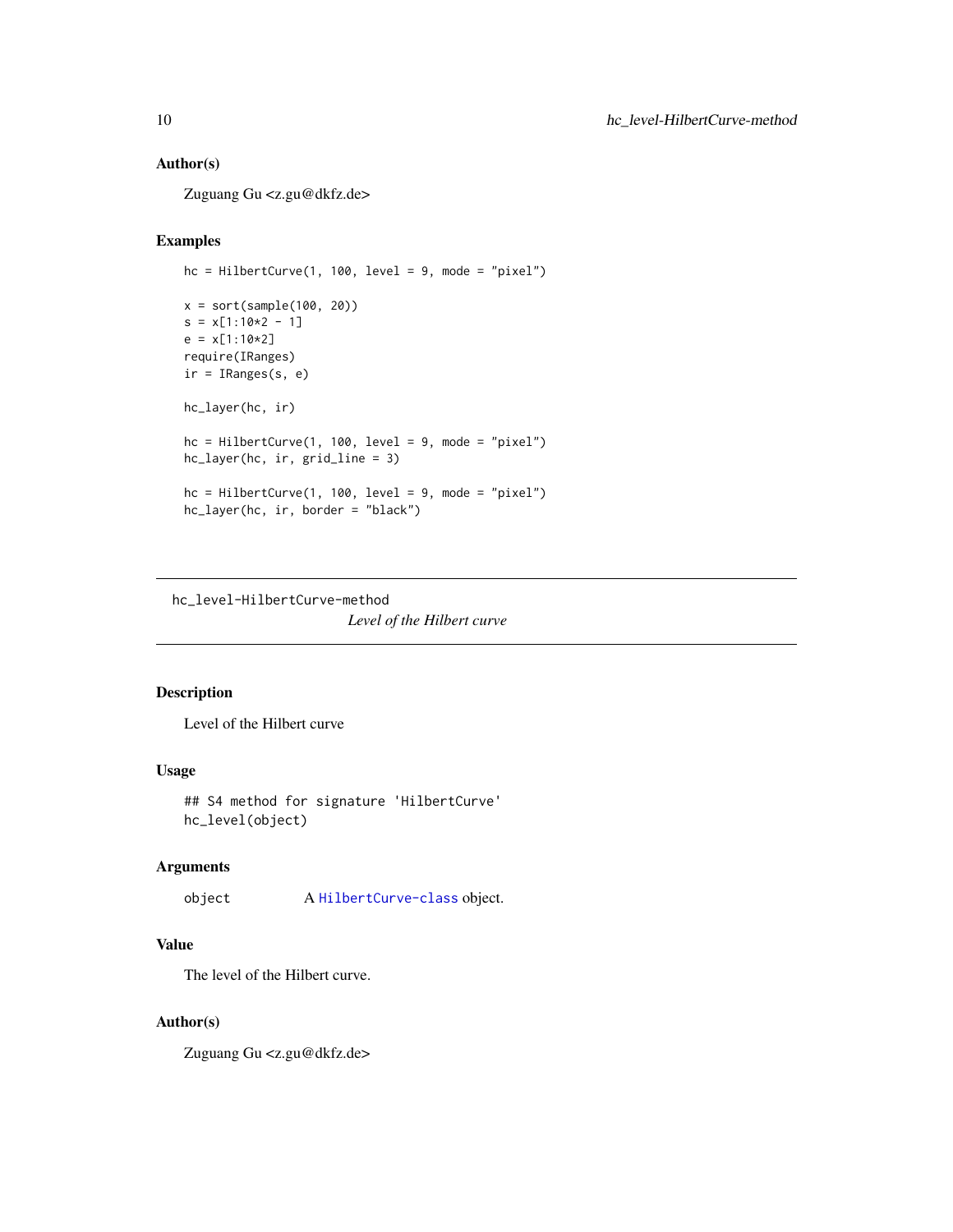## Author(s)

Zuguang Gu <z.gu@dkfz.de>

## Examples

```
hc = HilbertCurve(1, 100, level = 9, mode = "pixel")

x = sort(sample(100, 20))
s = x[1:10*2 - 1]
e = x[1:10*2]
require(IRanges)
ir = IRanges(s, e)

hc_layer(hc, ir)

hc = HilbertCurve(1, 100, level = 9, mode = "pixel")
hc_layer(hc, ir, grid_line = 3)

hc = HilbertCurve(1, 100, level = 9, mode = "pixel")
hc_layer(hc, ir, border = "black")
```

---

# hc_level-HilbertCurve-method

*Level of the Hilbert curve*

---

## Description

Level of the Hilbert curve

## Usage

```
## S4 method for signature 'HilbertCurve'
hc_level(object)
```

## Arguments

| | |
|---|---|
| object | A HilbertCurve-class object. |

## Value

The level of the Hilbert curve.

## Author(s)

Zuguang Gu <z.gu@dkfz.de>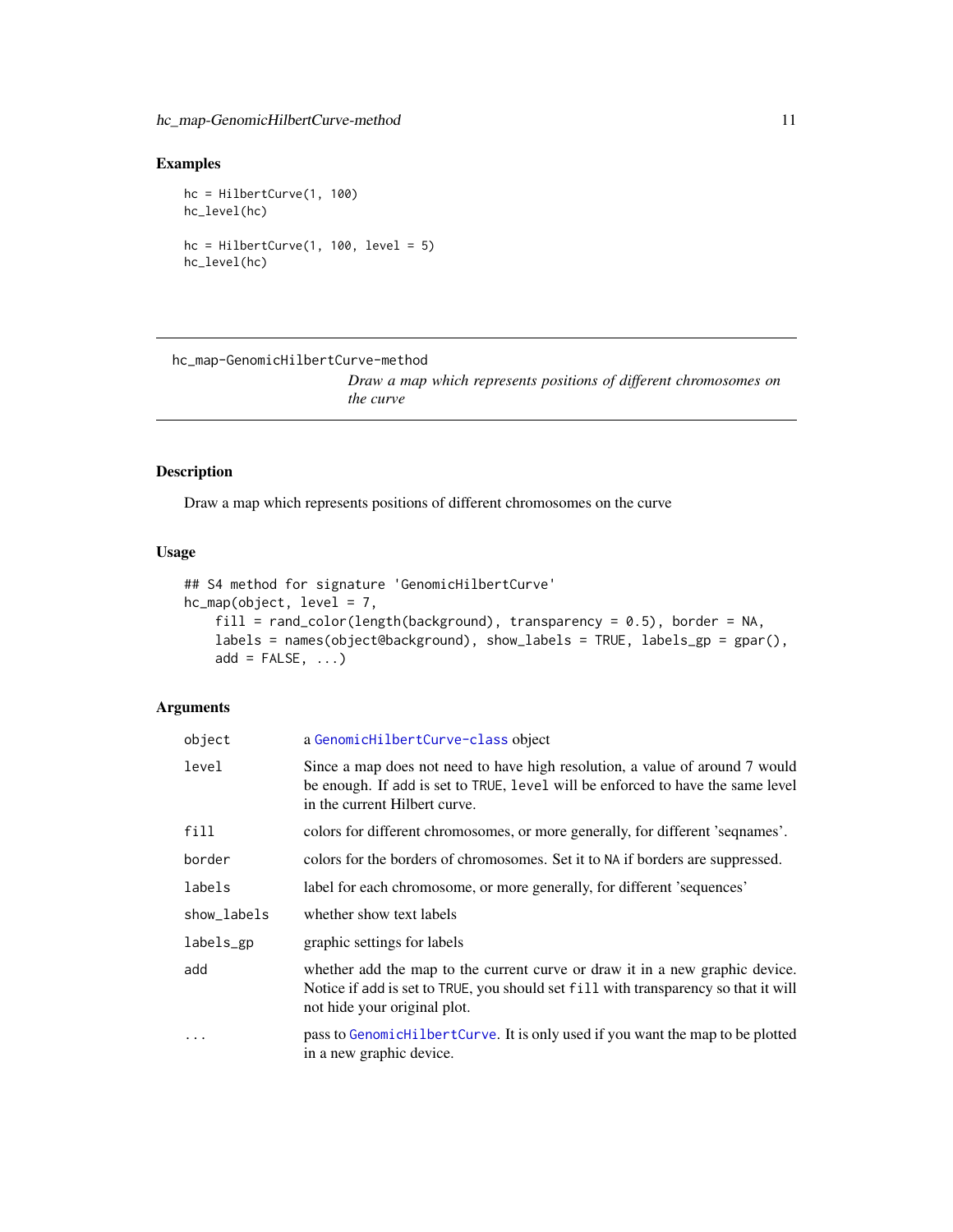## Examples

```
hc = HilbertCurve(1, 100)
hc_level(hc)

hc = HilbertCurve(1, 100, level = 5)
hc_level(hc)
```

---

# hc_map-GenomicHilbertCurve-method

*Draw a map which represents positions of different chromosomes on the curve*

---

## Description

Draw a map which represents positions of different chromosomes on the curve

## Usage

```
## S4 method for signature 'GenomicHilbertCurve'
hc_map(object, level = 7,
    fill = rand_color(length(background), transparency = 0.5), border = NA,
    labels = names(object@background), show_labels = TRUE, labels_gp = gpar(),
    add = FALSE, ...)
```

## Arguments

| | |
|---|---|
| `object` | a `GenomicHilbertCurve-class` object |
| `level` | Since a map does not need to have high resolution, a value of around 7 would be enough. If add is set to `TRUE`, `level` will be enforced to have the same level in the current Hilbert curve. |
| `fill` | colors for different chromosomes, or more generally, for different 'seqnames'. |
| `border` | colors for the borders of chromosomes. Set it to `NA` if borders are suppressed. |
| `labels` | label for each chromosome, or more generally, for different 'sequences' |
| `show_labels` | whether show text labels |
| `labels_gp` | graphic settings for labels |
| `add` | whether add the map to the current curve or draw it in a new graphic device. Notice if add is set to `TRUE`, you should set `fill` with transparency so that it will not hide your original plot. |
| `...` | pass to `GenomicHilbertCurve`. It is only used if you want the map to be plotted in a new graphic device. |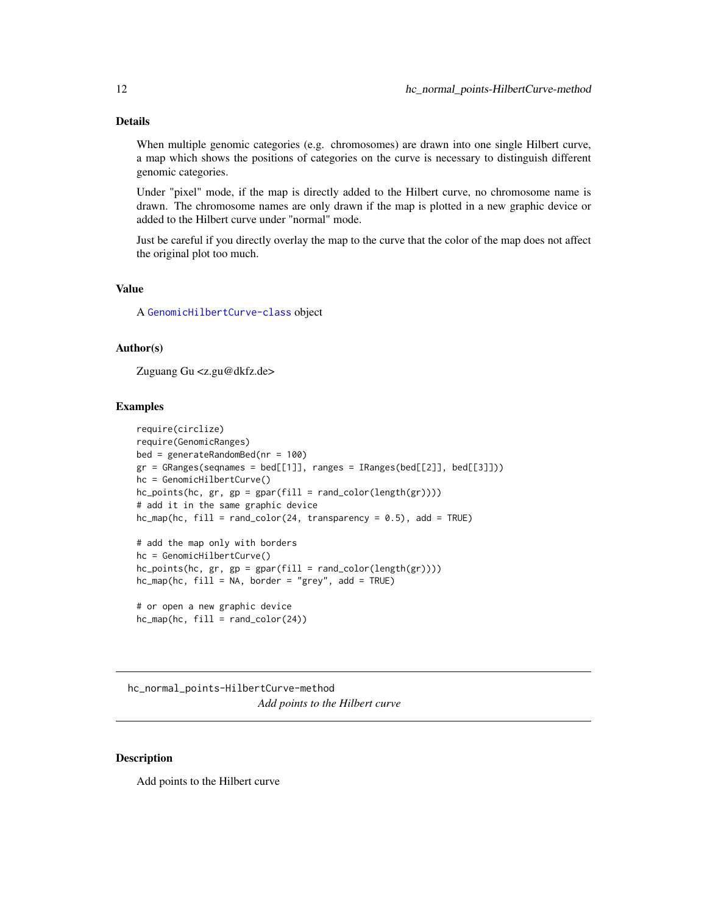## Details

When multiple genomic categories (e.g. chromosomes) are drawn into one single Hilbert curve, a map which shows the positions of categories on the curve is necessary to distinguish different genomic categories.

Under "pixel" mode, if the map is directly added to the Hilbert curve, no chromosome name is drawn. The chromosome names are only drawn if the map is plotted in a new graphic device or added to the Hilbert curve under "normal" mode.

Just be careful if you directly overlay the map to the curve that the color of the map does not affect the original plot too much.

## Value

A `GenomicHilbertCurve-class` object

## Author(s)

Zuguang Gu <z.gu@dkfz.de>

## Examples

```
require(circlize)
require(GenomicRanges)
bed = generateRandomBed(nr = 100)
gr = GRanges(seqnames = bed[[1]], ranges = IRanges(bed[[2]], bed[[3]]))
hc = GenomicHilbertCurve()
hc_points(hc, gr, gp = gpar(fill = rand_color(length(gr))))
# add it in the same graphic device
hc_map(hc, fill = rand_color(24, transparency = 0.5), add = TRUE)

# add the map only with borders
hc = GenomicHilbertCurve()
hc_points(hc, gr, gp = gpar(fill = rand_color(length(gr))))
hc_map(hc, fill = NA, border = "grey", add = TRUE)

# or open a new graphic device
hc_map(hc, fill = rand_color(24))
```

---

# hc_normal_points-HilbertCurve-method

*Add points to the Hilbert curve*

---

## Description

Add points to the Hilbert curve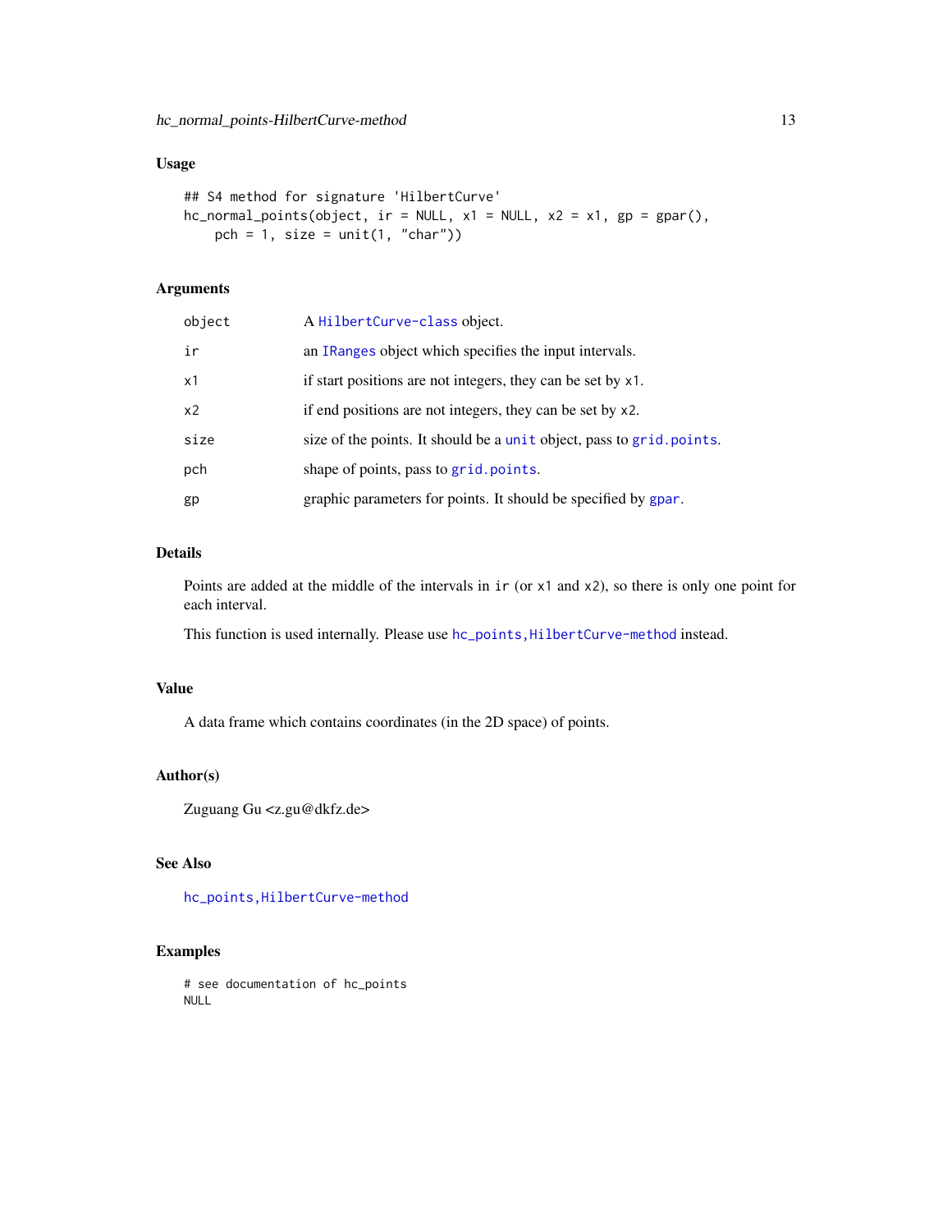## Usage

```
## S4 method for signature 'HilbertCurve'
hc_normal_points(object, ir = NULL, x1 = NULL, x2 = x1, gp = gpar(),
    pch = 1, size = unit(1, "char"))
```

## Arguments

| | |
|---|---|
| object | A HilbertCurve-class object. |
| ir | an IRanges object which specifies the input intervals. |
| x1 | if start positions are not integers, they can be set by x1. |
| x2 | if end positions are not integers, they can be set by x2. |
| size | size of the points. It should be a unit object, pass to grid.points. |
| pch | shape of points, pass to grid.points. |
| gp | graphic parameters for points. It should be specified by gpar. |

## Details

Points are added at the middle of the intervals in ir (or x1 and x2), so there is only one point for each interval.

This function is used internally. Please use hc_points,HilbertCurve-method instead.

## Value

A data frame which contains coordinates (in the 2D space) of points.

## Author(s)

Zuguang Gu <z.gu@dkfz.de>

## See Also

hc_points,HilbertCurve-method

## Examples

```
# see documentation of hc_points
NULL
```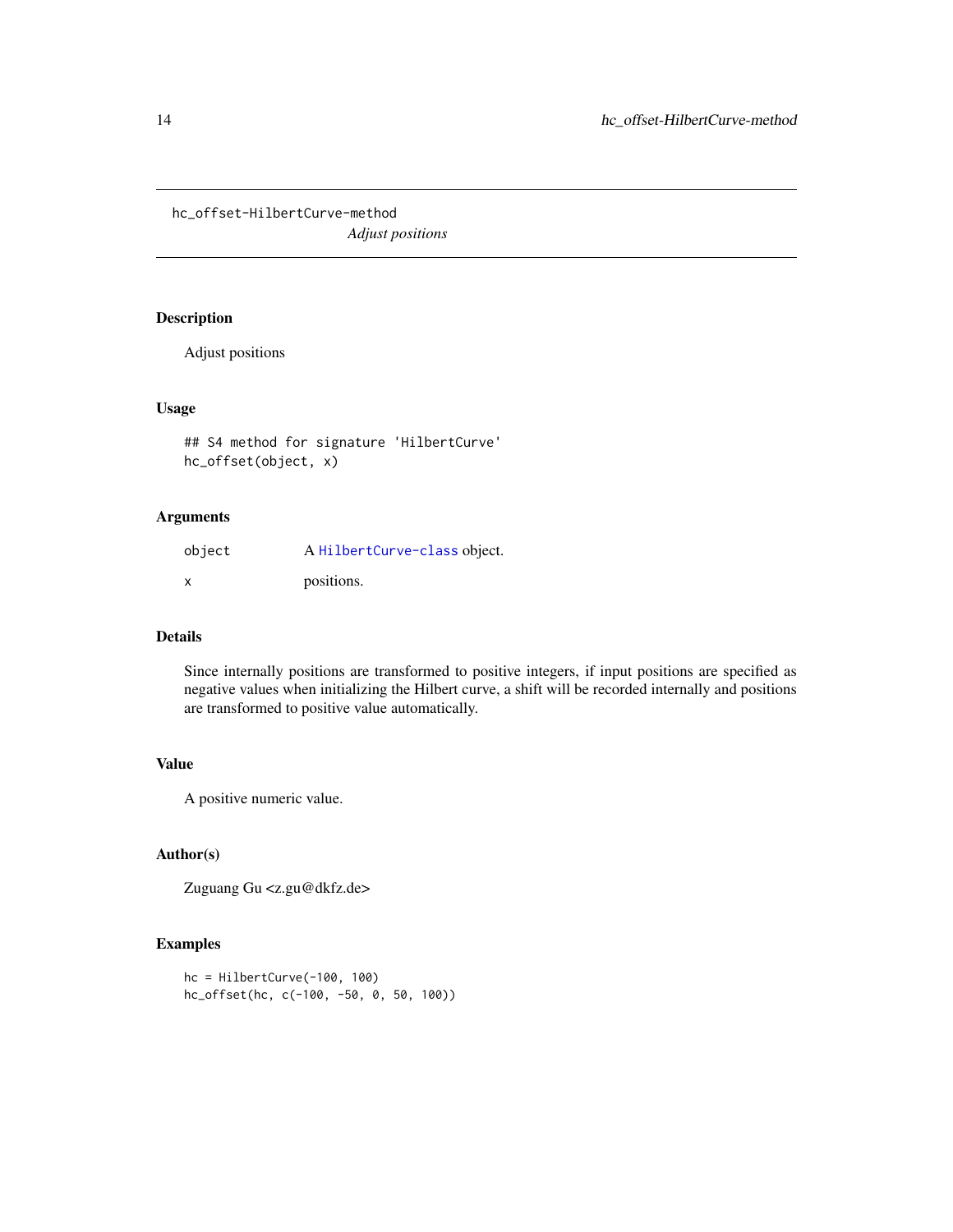hc_offset-HilbertCurve-method

*Adjust positions*

## Description

Adjust positions

## Usage

```
## S4 method for signature 'HilbertCurve'
hc_offset(object, x)
```

## Arguments

| | |
|---|---|
| object | A HilbertCurve-class object. |
| x | positions. |

## Details

Since internally positions are transformed to positive integers, if input positions are specified as negative values when initializing the Hilbert curve, a shift will be recorded internally and positions are transformed to positive value automatically.

## Value

A positive numeric value.

## Author(s)

Zuguang Gu <z.gu@dkfz.de>

## Examples

```
hc = HilbertCurve(-100, 100)
hc_offset(hc, c(-100, -50, 0, 50, 100))
```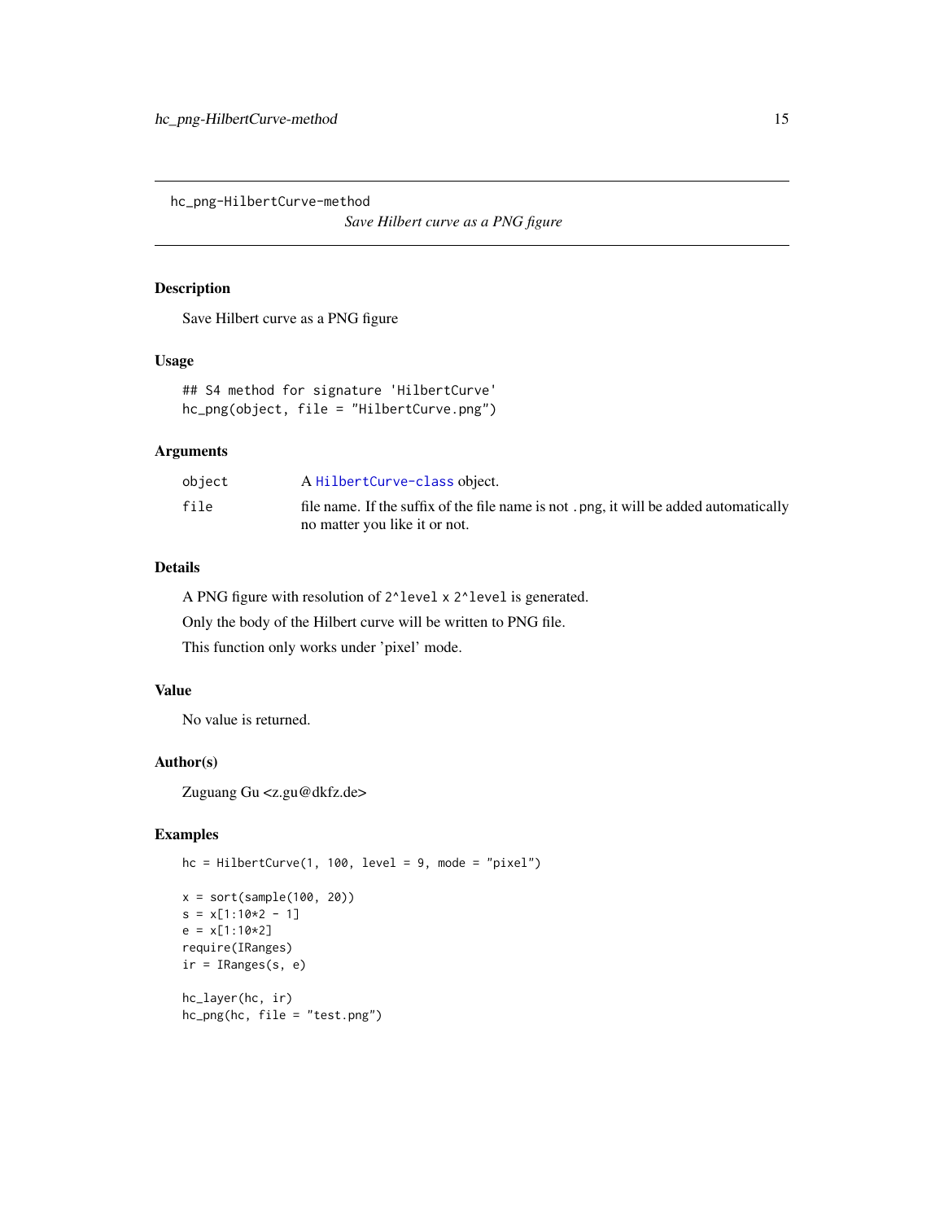`hc_png-HilbertCurve-method`

*Save Hilbert curve as a PNG figure*

## Description

Save Hilbert curve as a PNG figure

## Usage

```
## S4 method for signature 'HilbertCurve'
hc_png(object, file = "HilbertCurve.png")
```

## Arguments

| | |
|---|---|
| `object` | A `HilbertCurve-class` object. |
| `file` | file name. If the suffix of the file name is not `.png`, it will be added automatically no matter you like it or not. |

## Details

A PNG figure with resolution of `2^level` x `2^level` is generated.

Only the body of the Hilbert curve will be written to PNG file.

This function only works under 'pixel' mode.

## Value

No value is returned.

## Author(s)

Zuguang Gu <z.gu@dkfz.de>

## Examples

```
hc = HilbertCurve(1, 100, level = 9, mode = "pixel")

x = sort(sample(100, 20))
s = x[1:10*2 - 1]
e = x[1:10*2]
require(IRanges)
ir = IRanges(s, e)

hc_layer(hc, ir)
hc_png(hc, file = "test.png")
```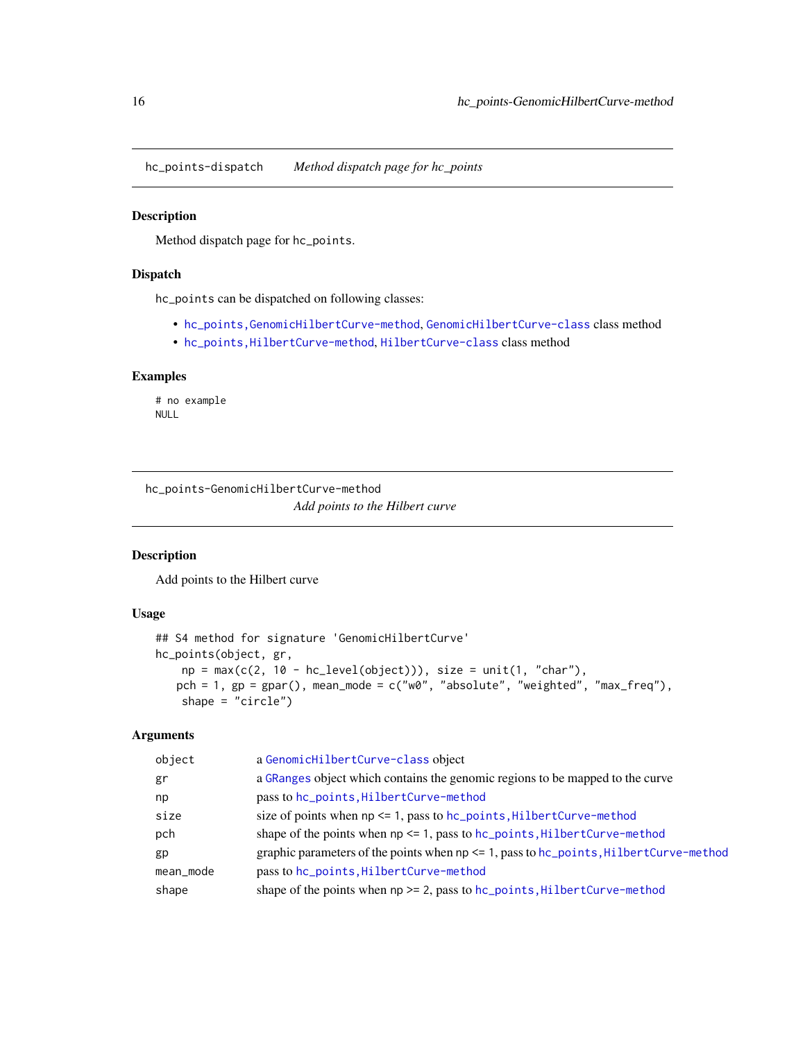## hc_points-dispatch    *Method dispatch page for hc_points*

### Description

Method dispatch page for `hc_points`.

### Dispatch

`hc_points` can be dispatched on following classes:

- `hc_points,GenomicHilbertCurve-method`, `GenomicHilbertCurve-class` class method
- `hc_points,HilbertCurve-method`, `HilbertCurve-class` class method

### Examples

```
# no example
NULL
```

## hc_points-GenomicHilbertCurve-method
*Add points to the Hilbert curve*

### Description

Add points to the Hilbert curve

### Usage

```
## S4 method for signature 'GenomicHilbertCurve'
hc_points(object, gr,
    np = max(c(2, 10 - hc_level(object))), size = unit(1, "char"),
   pch = 1, gp = gpar(), mean_mode = c("w0", "absolute", "weighted", "max_freq"),
    shape = "circle")
```

### Arguments

| | |
|---|---|
| object | a `GenomicHilbertCurve-class` object |
| gr | a `GRanges` object which contains the genomic regions to be mapped to the curve |
| np | pass to `hc_points,HilbertCurve-method` |
| size | size of points when np <= 1, pass to `hc_points,HilbertCurve-method` |
| pch | shape of the points when np <= 1, pass to `hc_points,HilbertCurve-method` |
| gp | graphic parameters of the points when np <= 1, pass to `hc_points,HilbertCurve-method` |
| mean_mode | pass to `hc_points,HilbertCurve-method` |
| shape | shape of the points when np >= 2, pass to `hc_points,HilbertCurve-method` |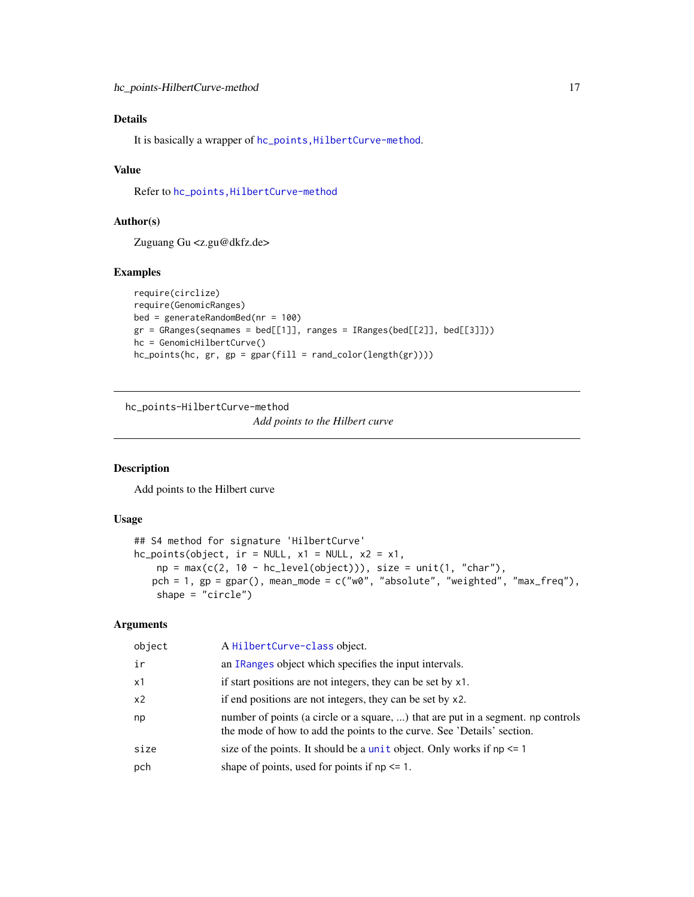## Details

It is basically a wrapper of `hc_points,HilbertCurve-method`.

## Value

Refer to `hc_points,HilbertCurve-method`

## Author(s)

Zuguang Gu <z.gu@dkfz.de>

## Examples

```
require(circlize)
require(GenomicRanges)
bed = generateRandomBed(nr = 100)
gr = GRanges(seqnames = bed[[1]], ranges = IRanges(bed[[2]], bed[[3]]))
hc = GenomicHilbertCurve()
hc_points(hc, gr, gp = gpar(fill = rand_color(length(gr))))
```

---

# hc_points-HilbertCurve-method

*Add points to the Hilbert curve*

## Description

Add points to the Hilbert curve

## Usage

```
## S4 method for signature 'HilbertCurve'
hc_points(object, ir = NULL, x1 = NULL, x2 = x1,
    np = max(c(2, 10 - hc_level(object))), size = unit(1, "char"),
   pch = 1, gp = gpar(), mean_mode = c("w0", "absolute", "weighted", "max_freq"),
    shape = "circle")
```

## Arguments

| | |
|---|---|
| object | A `HilbertCurve-class` object. |
| ir | an `IRanges` object which specifies the input intervals. |
| x1 | if start positions are not integers, they can be set by `x1`. |
| x2 | if end positions are not integers, they can be set by `x2`. |
| np | number of points (a circle or a square, ...) that are put in a segment. `np` controls the mode of how to add the points to the curve. See 'Details' section. |
| size | size of the points. It should be a `unit` object. Only works if `np <= 1` |
| pch | shape of points, used for points if `np <= 1`. |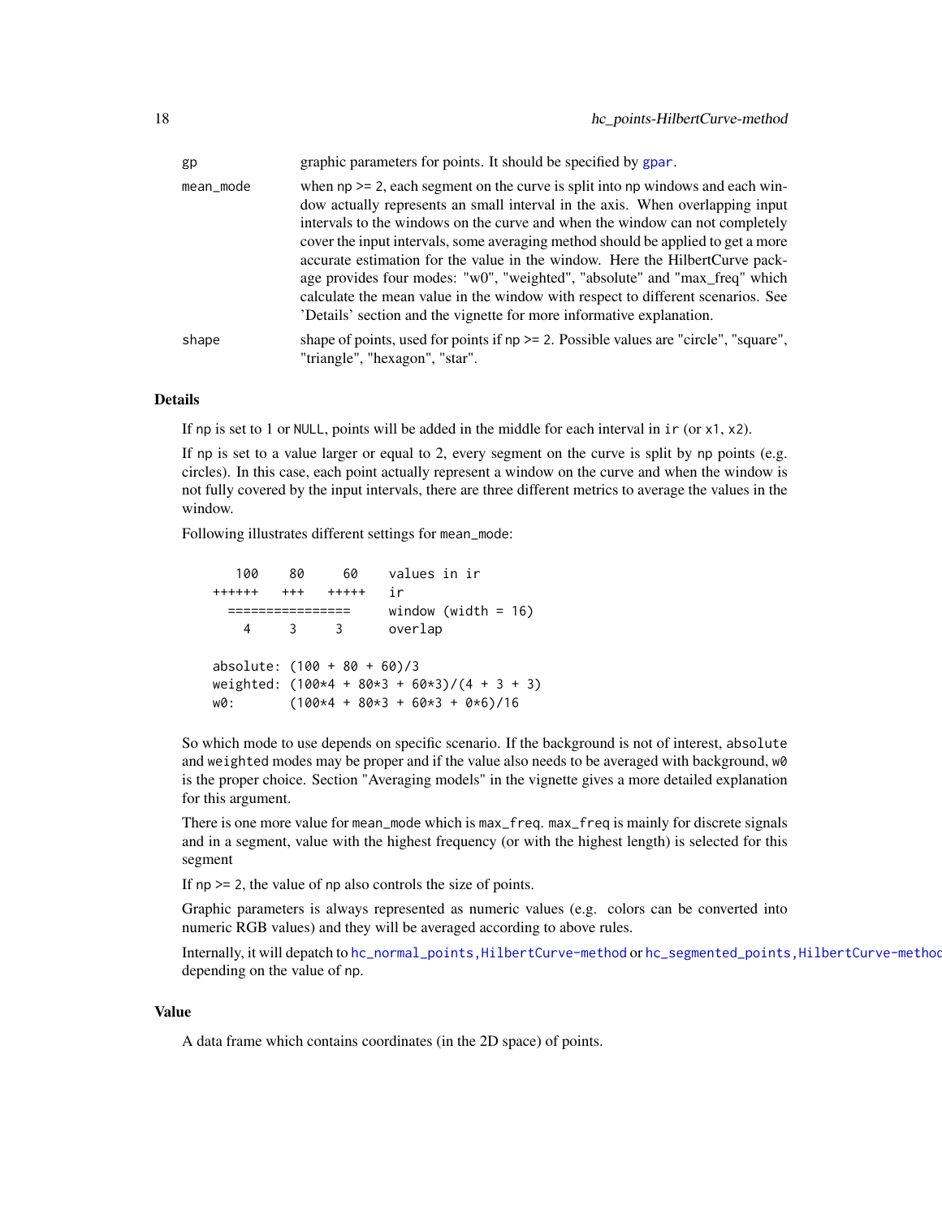gp graphic parameters for points. It should be specified by gpar.

mean_mode when np >= 2, each segment on the curve is split into np windows and each window actually represents an small interval in the axis. When overlapping input intervals to the windows on the curve and when the window can not completely cover the input intervals, some averaging method should be applied to get a more accurate estimation for the value in the window. Here the HilbertCurve package provides four modes: "w0", "weighted", "absolute" and "max_freq" which calculate the mean value in the window with respect to different scenarios. See 'Details' section and the vignette for more informative explanation.

shape shape of points, used for points if np >= 2. Possible values are "circle", "square", "triangle", "hexagon", "star".

## Details

If np is set to 1 or NULL, points will be added in the middle for each interval in ir (or x1, x2).

If np is set to a value larger or equal to 2, every segment on the curve is split by np points (e.g. circles). In this case, each point actually represent a window on the curve and when the window is not fully covered by the input intervals, there are three different metrics to average the values in the window.

Following illustrates different settings for mean_mode:

```
     100    80     60    values in ir
  ++++++   +++   +++++   ir
    ================     window (width = 16)
       4     3     3     overlap

  absolute: (100 + 80 + 60)/3
  weighted: (100*4 + 80*3 + 60*3)/(4 + 3 + 3)
  w0:       (100*4 + 80*3 + 60*3 + 0*6)/16
```

So which mode to use depends on specific scenario. If the background is not of interest, absolute and weighted modes may be proper and if the value also needs to be averaged with background, w0 is the proper choice. Section "Averaging models" in the vignette gives a more detailed explanation for this argument.

There is one more value for mean_mode which is max_freq. max_freq is mainly for discrete signals and in a segment, value with the highest frequency (or with the highest length) is selected for this segment

If np >= 2, the value of np also controls the size of points.

Graphic parameters is always represented as numeric values (e.g. colors can be converted into numeric RGB values) and they will be averaged according to above rules.

Internally, it will depatch to hc_normal_points,HilbertCurve-method or hc_segmented_points,HilbertCurve-method depending on the value of np.

## Value

A data frame which contains coordinates (in the 2D space) of points.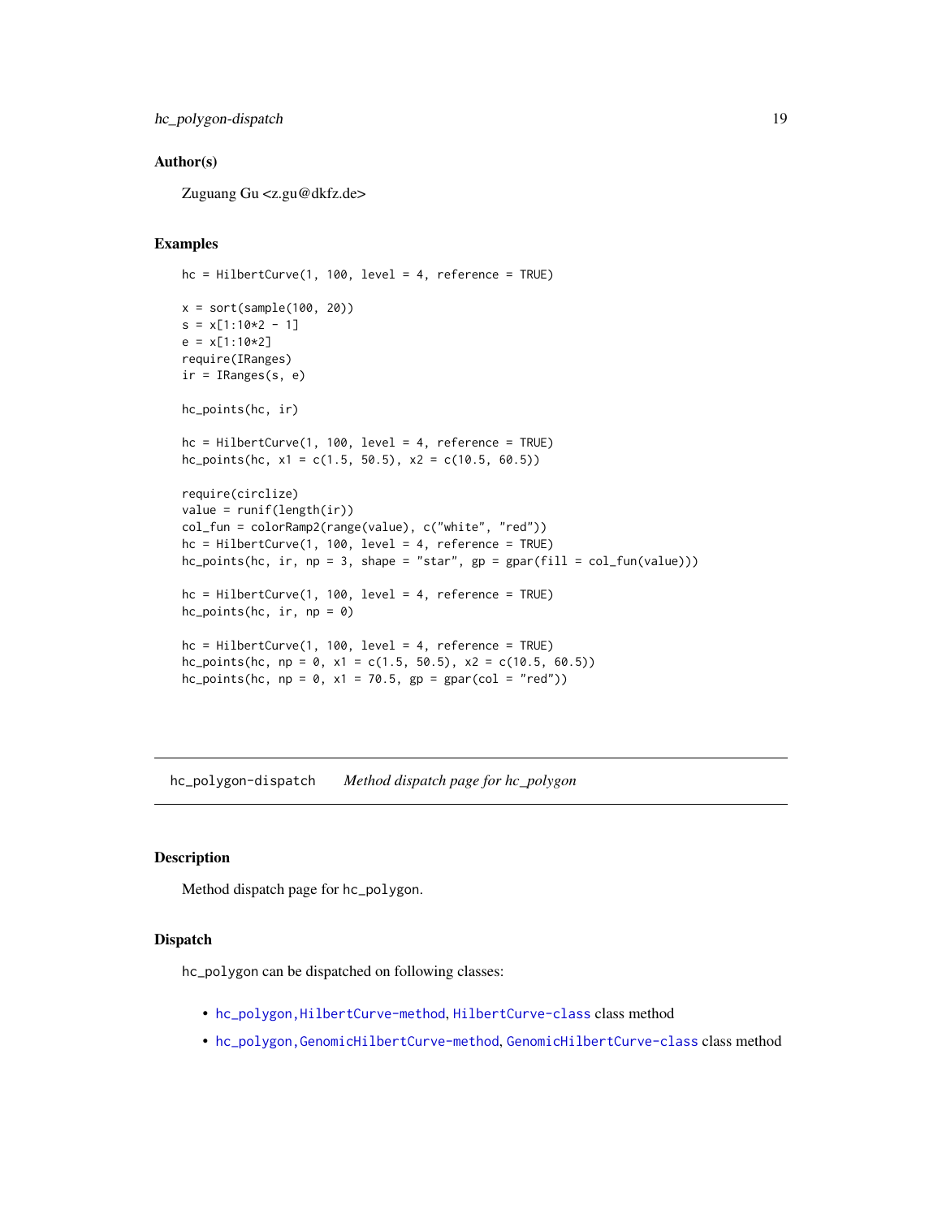## Author(s)

Zuguang Gu <z.gu@dkfz.de>

## Examples

```
hc = HilbertCurve(1, 100, level = 4, reference = TRUE)

x = sort(sample(100, 20))
s = x[1:10*2 - 1]
e = x[1:10*2]
require(IRanges)
ir = IRanges(s, e)

hc_points(hc, ir)

hc = HilbertCurve(1, 100, level = 4, reference = TRUE)
hc_points(hc, x1 = c(1.5, 50.5), x2 = c(10.5, 60.5))

require(circlize)
value = runif(length(ir))
col_fun = colorRamp2(range(value), c("white", "red"))
hc = HilbertCurve(1, 100, level = 4, reference = TRUE)
hc_points(hc, ir, np = 3, shape = "star", gp = gpar(fill = col_fun(value)))

hc = HilbertCurve(1, 100, level = 4, reference = TRUE)
hc_points(hc, ir, np = 0)

hc = HilbertCurve(1, 100, level = 4, reference = TRUE)
hc_points(hc, np = 0, x1 = c(1.5, 50.5), x2 = c(10.5, 60.5))
hc_points(hc, np = 0, x1 = 70.5, gp = gpar(col = "red"))
```

---

# hc_polygon-dispatch *Method dispatch page for hc_polygon*

## Description

Method dispatch page for hc_polygon.

## Dispatch

hc_polygon can be dispatched on following classes:

- hc_polygon,HilbertCurve-method, HilbertCurve-class class method
- hc_polygon,GenomicHilbertCurve-method, GenomicHilbertCurve-class class method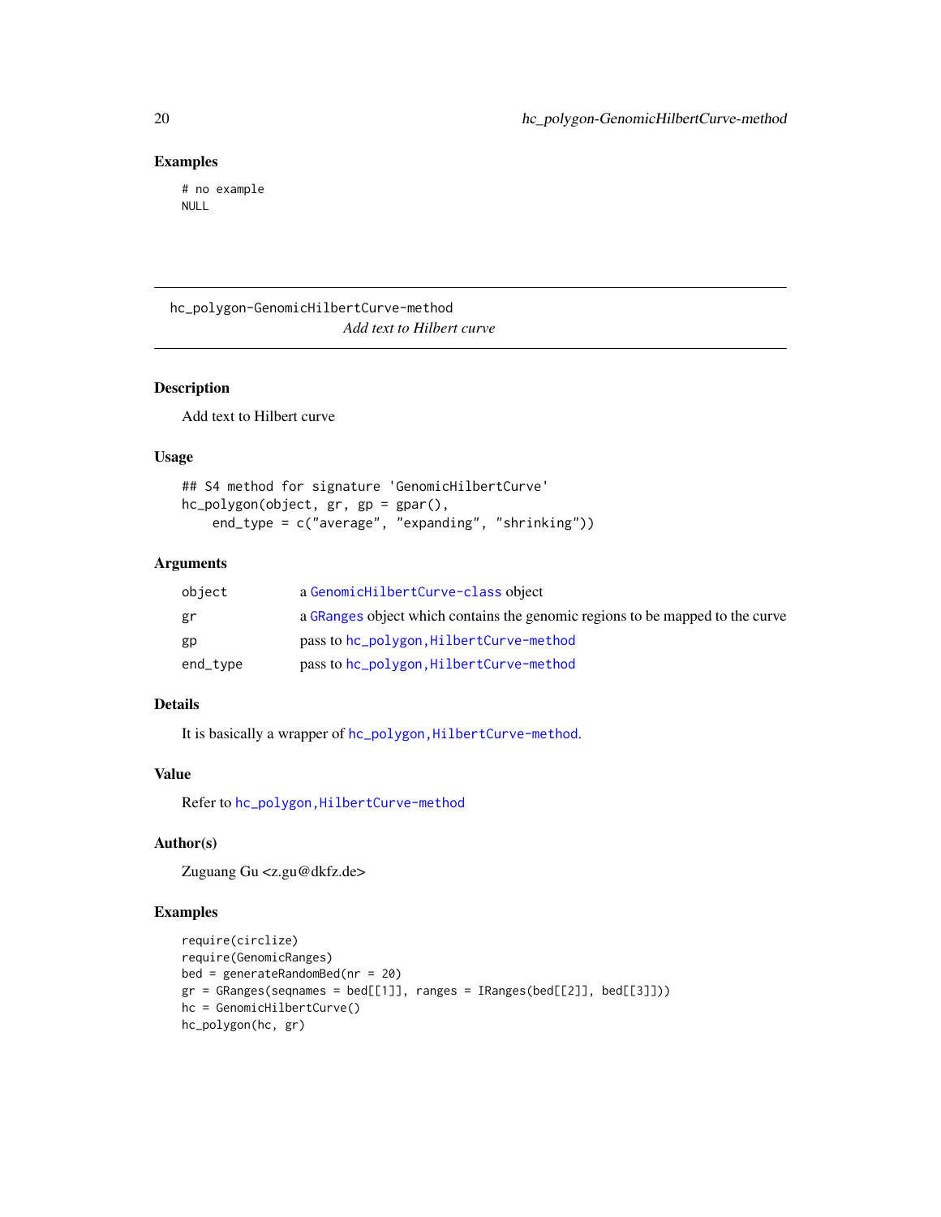## Examples

```
# no example
NULL
```

---

hc_polygon-GenomicHilbertCurve-method

*Add text to Hilbert curve*

---

## Description

Add text to Hilbert curve

## Usage

```
## S4 method for signature 'GenomicHilbertCurve'
hc_polygon(object, gr, gp = gpar(),
    end_type = c("average", "expanding", "shrinking"))
```

## Arguments

| | |
|---|---|
| object | a GenomicHilbertCurve-class object |
| gr | a GRanges object which contains the genomic regions to be mapped to the curve |
| gp | pass to hc_polygon,HilbertCurve-method |
| end_type | pass to hc_polygon,HilbertCurve-method |

## Details

It is basically a wrapper of hc_polygon,HilbertCurve-method.

## Value

Refer to hc_polygon,HilbertCurve-method

## Author(s)

Zuguang Gu <z.gu@dkfz.de>

## Examples

```
require(circlize)
require(GenomicRanges)
bed = generateRandomBed(nr = 20)
gr = GRanges(seqnames = bed[[1]], ranges = IRanges(bed[[2]], bed[[3]]))
hc = GenomicHilbertCurve()
hc_polygon(hc, gr)
```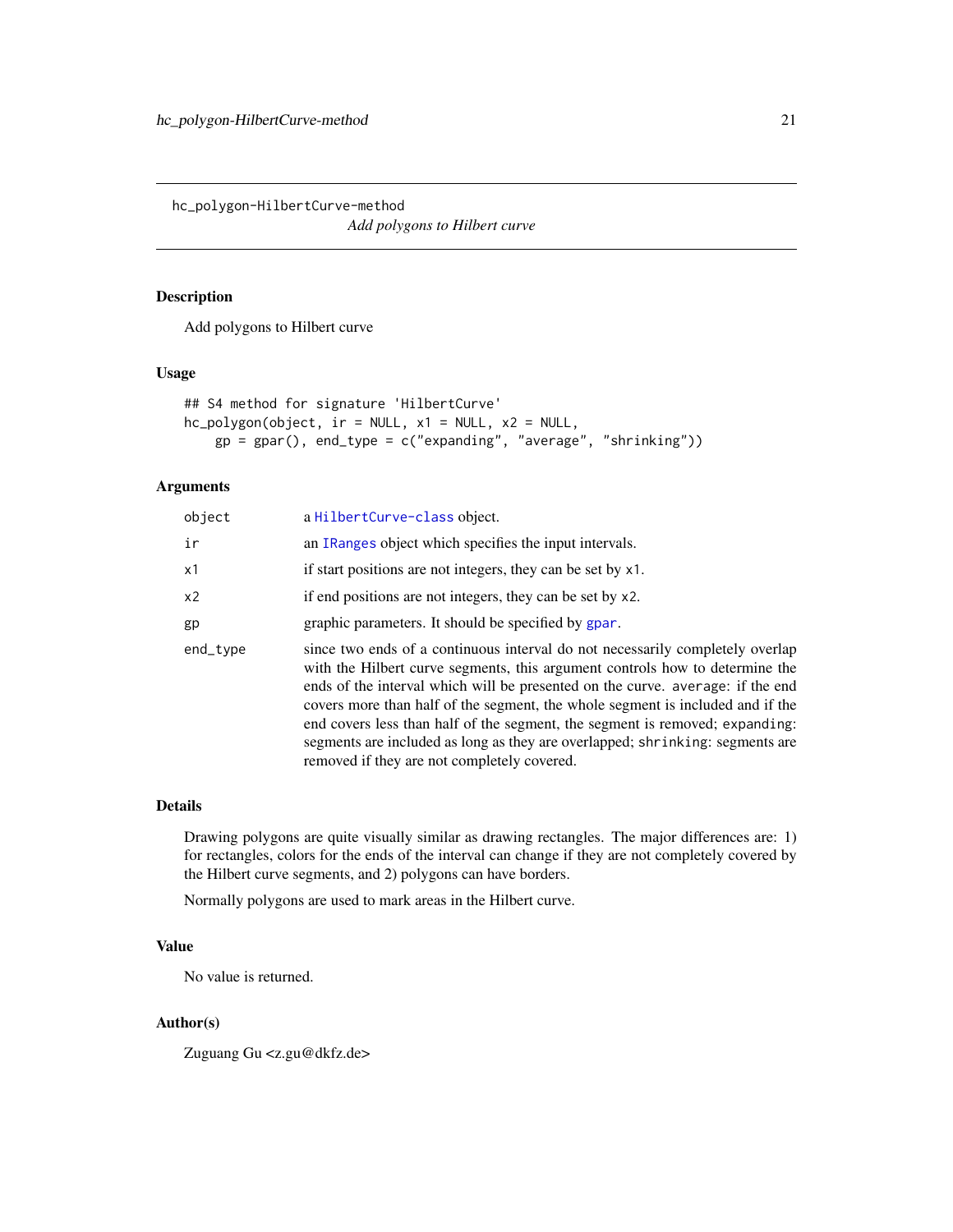## hc_polygon-HilbertCurve-method

*Add polygons to Hilbert curve*

### Description

Add polygons to Hilbert curve

### Usage

```
## S4 method for signature 'HilbertCurve'
hc_polygon(object, ir = NULL, x1 = NULL, x2 = NULL,
    gp = gpar(), end_type = c("expanding", "average", "shrinking"))
```

### Arguments

| | |
|---|---|
| `object` | a `HilbertCurve-class` object. |
| `ir` | an `IRanges` object which specifies the input intervals. |
| `x1` | if start positions are not integers, they can be set by `x1`. |
| `x2` | if end positions are not integers, they can be set by `x2`. |
| `gp` | graphic parameters. It should be specified by `gpar`. |
| `end_type` | since two ends of a continuous interval do not necessarily completely overlap with the Hilbert curve segments, this argument controls how to determine the ends of the interval which will be presented on the curve. `average`: if the end covers more than half of the segment, the whole segment is included and if the end covers less than half of the segment, the segment is removed; `expanding`: segments are included as long as they are overlapped; `shrinking`: segments are removed if they are not completely covered. |

### Details

Drawing polygons are quite visually similar as drawing rectangles. The major differences are: 1) for rectangles, colors for the ends of the interval can change if they are not completely covered by the Hilbert curve segments, and 2) polygons can have borders.

Normally polygons are used to mark areas in the Hilbert curve.

### Value

No value is returned.

### Author(s)

Zuguang Gu <z.gu@dkfz.de>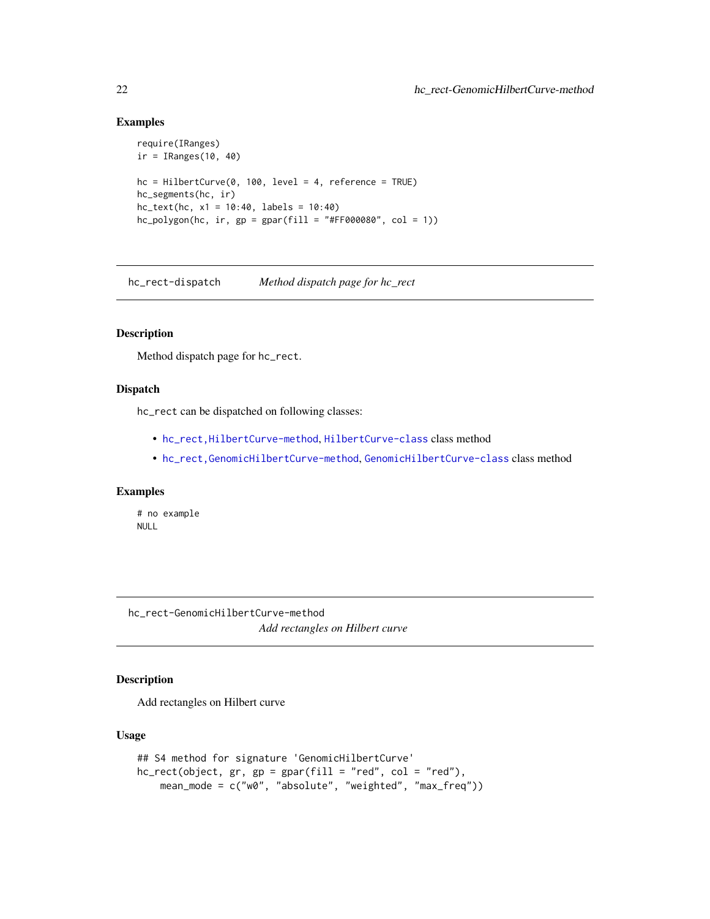## Examples

```
require(IRanges)
ir = IRanges(10, 40)

hc = HilbertCurve(0, 100, level = 4, reference = TRUE)
hc_segments(hc, ir)
hc_text(hc, x1 = 10:40, labels = 10:40)
hc_polygon(hc, ir, gp = gpar(fill = "#FF000080", col = 1))
```

---

# hc_rect-dispatch *Method dispatch page for hc_rect*

---

## Description

Method dispatch page for `hc_rect`.

## Dispatch

`hc_rect` can be dispatched on following classes:

- `hc_rect,HilbertCurve-method`, `HilbertCurve-class` class method
- `hc_rect,GenomicHilbertCurve-method`, `GenomicHilbertCurve-class` class method

## Examples

```
# no example
NULL
```

---

# hc_rect-GenomicHilbertCurve-method *Add rectangles on Hilbert curve*

---

## Description

Add rectangles on Hilbert curve

## Usage

```
## S4 method for signature 'GenomicHilbertCurve'
hc_rect(object, gr, gp = gpar(fill = "red", col = "red"),
    mean_mode = c("w0", "absolute", "weighted", "max_freq"))
```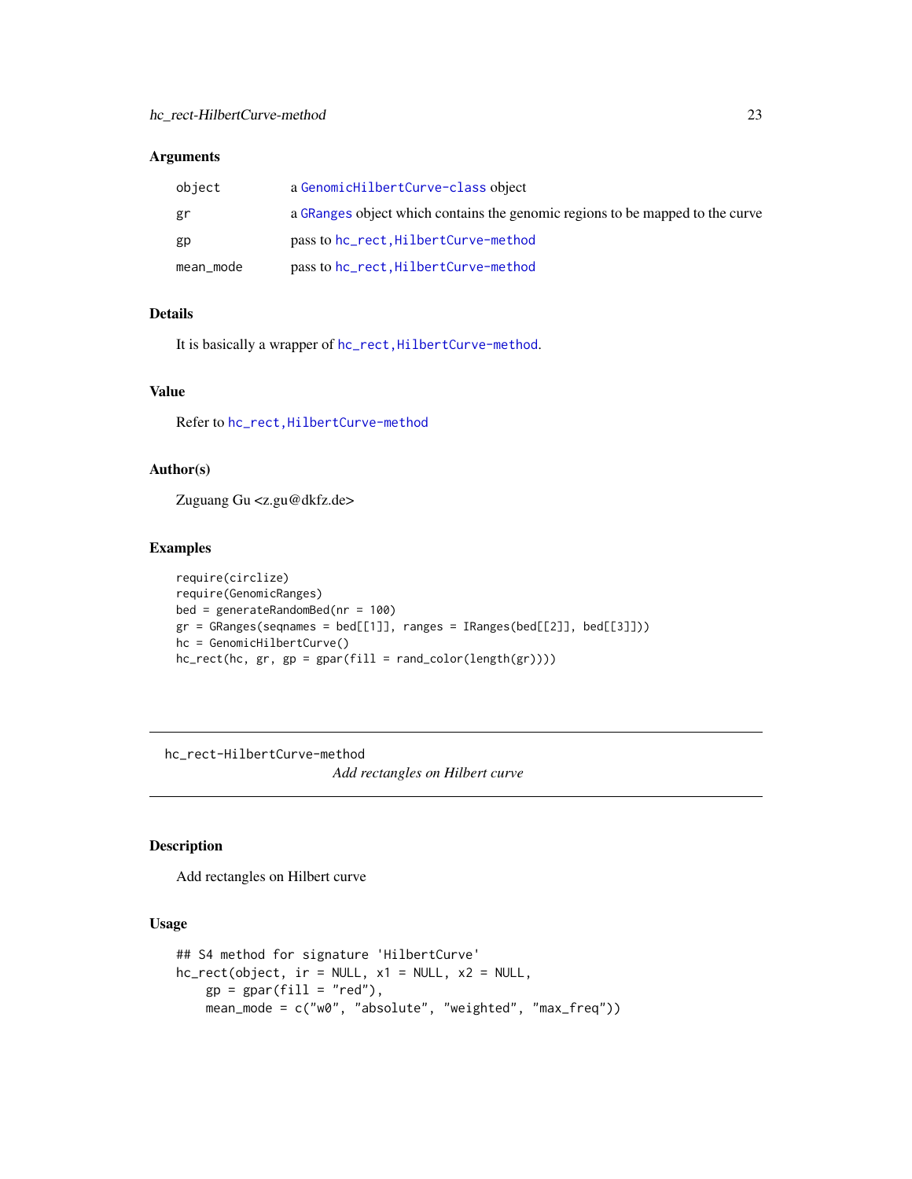## Arguments

| | |
|---|---|
| object | a GenomicHilbertCurve-class object |
| gr | a GRanges object which contains the genomic regions to be mapped to the curve |
| gp | pass to hc_rect,HilbertCurve-method |
| mean_mode | pass to hc_rect,HilbertCurve-method |

## Details

It is basically a wrapper of hc_rect,HilbertCurve-method.

## Value

Refer to hc_rect,HilbertCurve-method

## Author(s)

Zuguang Gu <z.gu@dkfz.de>

## Examples

```
require(circlize)
require(GenomicRanges)
bed = generateRandomBed(nr = 100)
gr = GRanges(seqnames = bed[[1]], ranges = IRanges(bed[[2]], bed[[3]]))
hc = GenomicHilbertCurve()
hc_rect(hc, gr, gp = gpar(fill = rand_color(length(gr))))
```

---

# hc_rect-HilbertCurve-method

*Add rectangles on Hilbert curve*

## Description

Add rectangles on Hilbert curve

## Usage

```
## S4 method for signature 'HilbertCurve'
hc_rect(object, ir = NULL, x1 = NULL, x2 = NULL,
    gp = gpar(fill = "red"),
    mean_mode = c("w0", "absolute", "weighted", "max_freq"))
```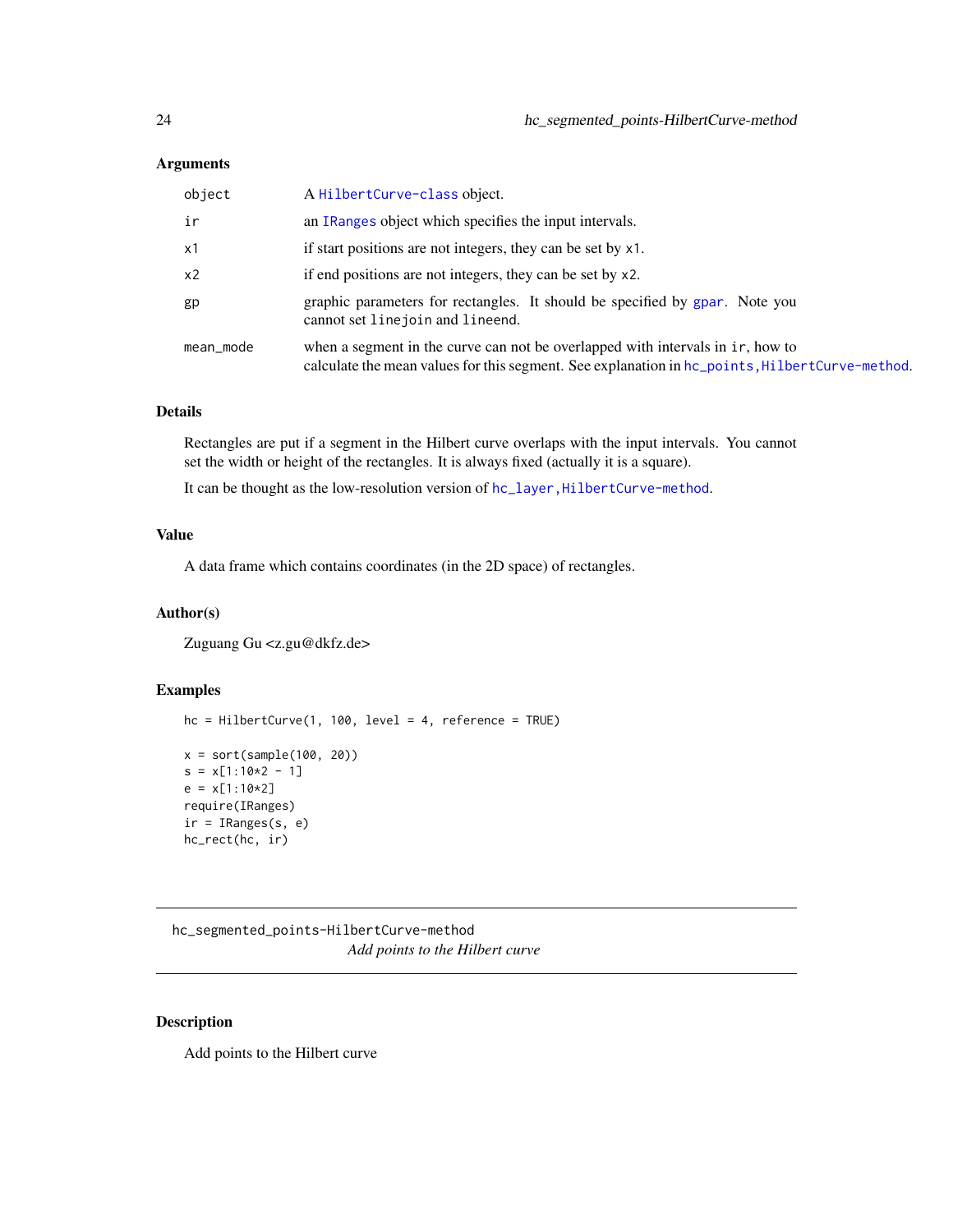### Arguments

| | |
|---|---|
| object | A HilbertCurve-class object. |
| ir | an IRanges object which specifies the input intervals. |
| x1 | if start positions are not integers, they can be set by x1. |
| x2 | if end positions are not integers, they can be set by x2. |
| gp | graphic parameters for rectangles. It should be specified by gpar. Note you cannot set linejoin and lineend. |
| mean_mode | when a segment in the curve can not be overlapped with intervals in ir, how to calculate the mean values for this segment. See explanation in hc_points,HilbertCurve-method. |

### Details

Rectangles are put if a segment in the Hilbert curve overlaps with the input intervals. You cannot set the width or height of the rectangles. It is always fixed (actually it is a square).

It can be thought as the low-resolution version of hc_layer,HilbertCurve-method.

### Value

A data frame which contains coordinates (in the 2D space) of rectangles.

### Author(s)

Zuguang Gu <z.gu@dkfz.de>

### Examples

```
hc = HilbertCurve(1, 100, level = 4, reference = TRUE)

x = sort(sample(100, 20))
s = x[1:10*2 - 1]
e = x[1:10*2]
require(IRanges)
ir = IRanges(s, e)
hc_rect(hc, ir)
```

---

## hc_segmented_points-HilbertCurve-method

*Add points to the Hilbert curve*

---

### Description

Add points to the Hilbert curve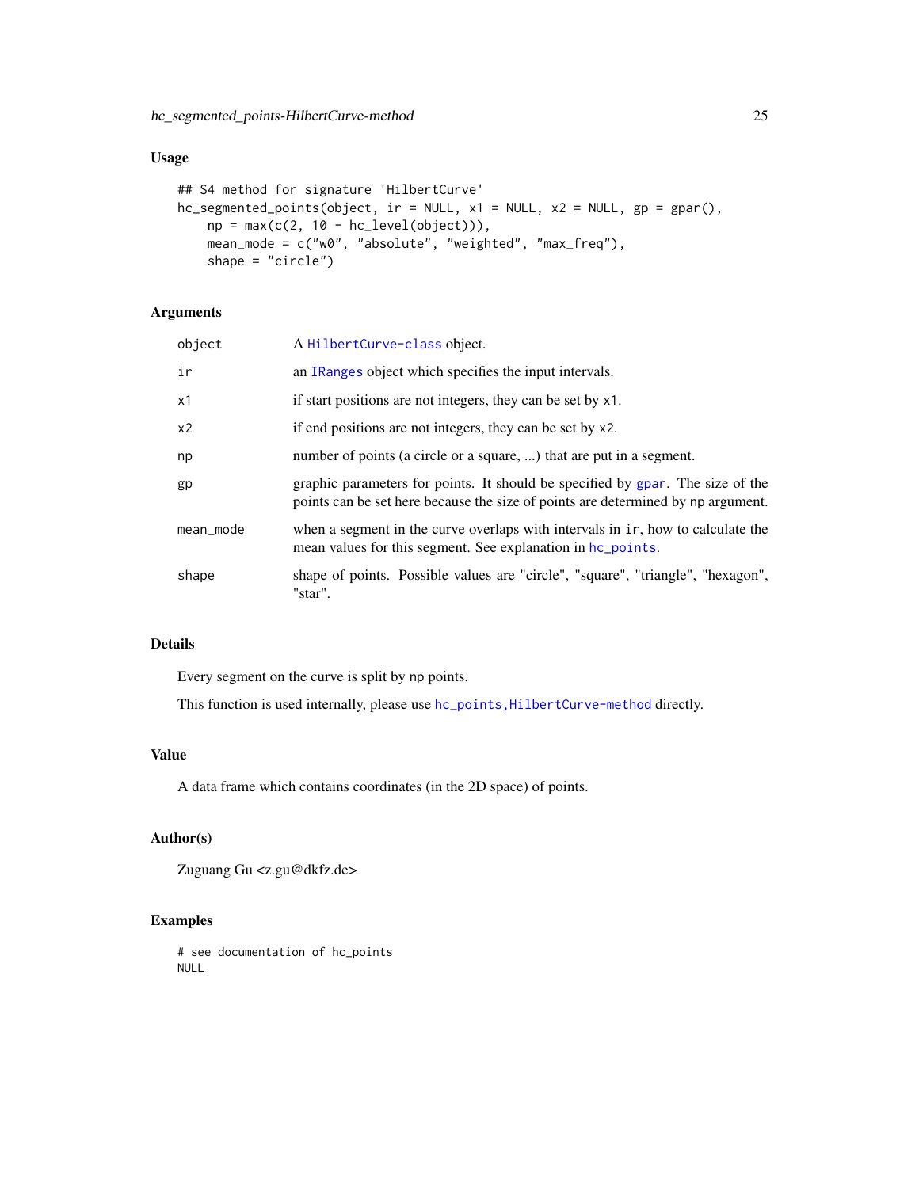## Usage

```
## S4 method for signature 'HilbertCurve'
hc_segmented_points(object, ir = NULL, x1 = NULL, x2 = NULL, gp = gpar(),
    np = max(c(2, 10 - hc_level(object))),
    mean_mode = c("w0", "absolute", "weighted", "max_freq"),
    shape = "circle")
```

## Arguments

| | |
|---|---|
| `object` | A `HilbertCurve-class` object. |
| `ir` | an `IRanges` object which specifies the input intervals. |
| `x1` | if start positions are not integers, they can be set by `x1`. |
| `x2` | if end positions are not integers, they can be set by `x2`. |
| `np` | number of points (a circle or a square, ...) that are put in a segment. |
| `gp` | graphic parameters for points. It should be specified by `gpar`. The size of the points can be set here because the size of points are determined by `np` argument. |
| `mean_mode` | when a segment in the curve overlaps with intervals in `ir`, how to calculate the mean values for this segment. See explanation in `hc_points`. |
| `shape` | shape of points. Possible values are "circle", "square", "triangle", "hexagon", "star". |

## Details

Every segment on the curve is split by `np` points.

This function is used internally, please use `hc_points,HilbertCurve-method` directly.

## Value

A data frame which contains coordinates (in the 2D space) of points.

## Author(s)

Zuguang Gu <z.gu@dkfz.de>

## Examples

```
# see documentation of hc_points
NULL
```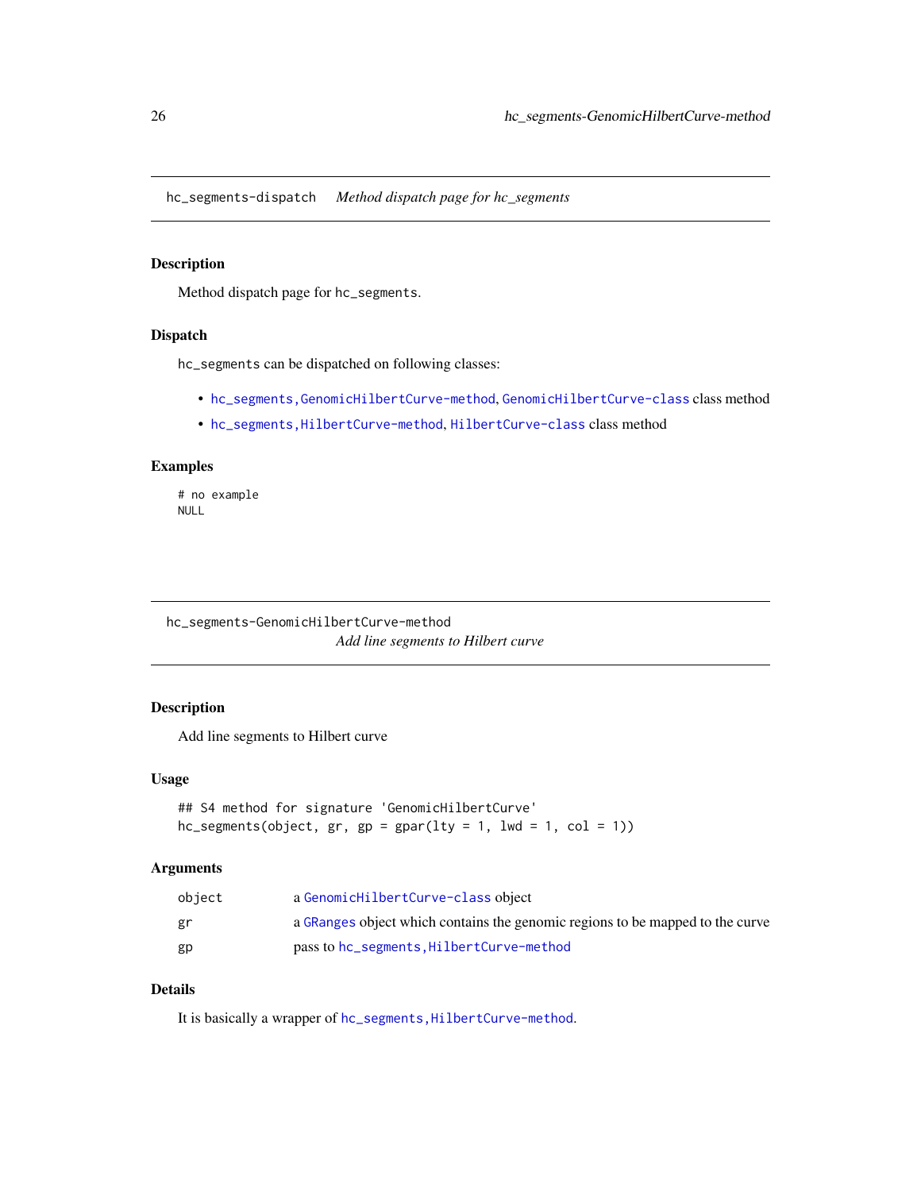## hc_segments-dispatch *Method dispatch page for hc_segments*

### Description

Method dispatch page for `hc_segments`.

### Dispatch

`hc_segments` can be dispatched on following classes:

- `hc_segments,GenomicHilbertCurve-method`, `GenomicHilbertCurve-class` class method
- `hc_segments,HilbertCurve-method`, `HilbertCurve-class` class method

### Examples

```
# no example
NULL
```

## hc_segments-GenomicHilbertCurve-method *Add line segments to Hilbert curve*

### Description

Add line segments to Hilbert curve

### Usage

```
## S4 method for signature 'GenomicHilbertCurve'
hc_segments(object, gr, gp = gpar(lty = 1, lwd = 1, col = 1))
```

### Arguments

| | |
|---|---|
| object | a `GenomicHilbertCurve-class` object |
| gr | a `GRanges` object which contains the genomic regions to be mapped to the curve |
| gp | pass to `hc_segments,HilbertCurve-method` |

### Details

It is basically a wrapper of `hc_segments,HilbertCurve-method`.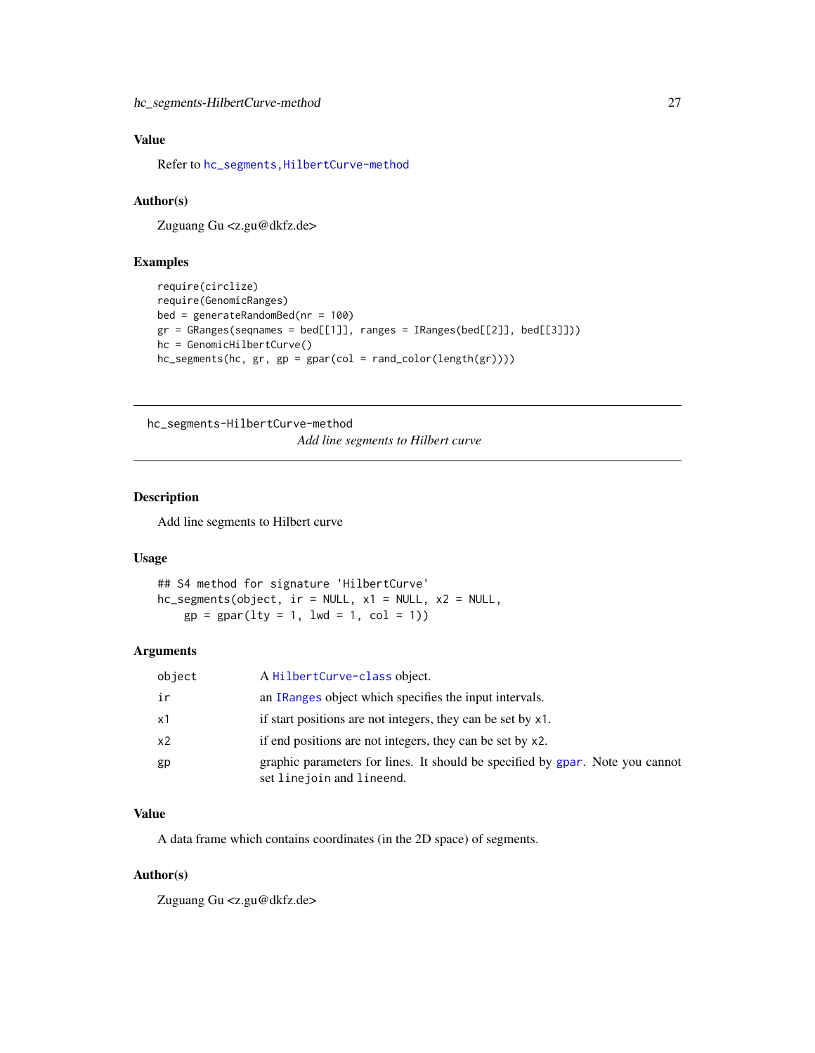## Value

Refer to `hc_segments,HilbertCurve-method`

## Author(s)

Zuguang Gu <z.gu@dkfz.de>

## Examples

```
require(circlize)
require(GenomicRanges)
bed = generateRandomBed(nr = 100)
gr = GRanges(seqnames = bed[[1]], ranges = IRanges(bed[[2]], bed[[3]]))
hc = GenomicHilbertCurve()
hc_segments(hc, gr, gp = gpar(col = rand_color(length(gr))))
```

---

`hc_segments-HilbertCurve-method`
*Add line segments to Hilbert curve*

---

## Description

Add line segments to Hilbert curve

## Usage

```
## S4 method for signature 'HilbertCurve'
hc_segments(object, ir = NULL, x1 = NULL, x2 = NULL,
    gp = gpar(lty = 1, lwd = 1, col = 1))
```

## Arguments

| | |
|---|---|
| `object` | A `HilbertCurve-class` object. |
| `ir` | an `IRanges` object which specifies the input intervals. |
| `x1` | if start positions are not integers, they can be set by `x1`. |
| `x2` | if end positions are not integers, they can be set by `x2`. |
| `gp` | graphic parameters for lines. It should be specified by `gpar`. Note you cannot set `linejoin` and `lineend`. |

## Value

A data frame which contains coordinates (in the 2D space) of segments.

## Author(s)

Zuguang Gu <z.gu@dkfz.de>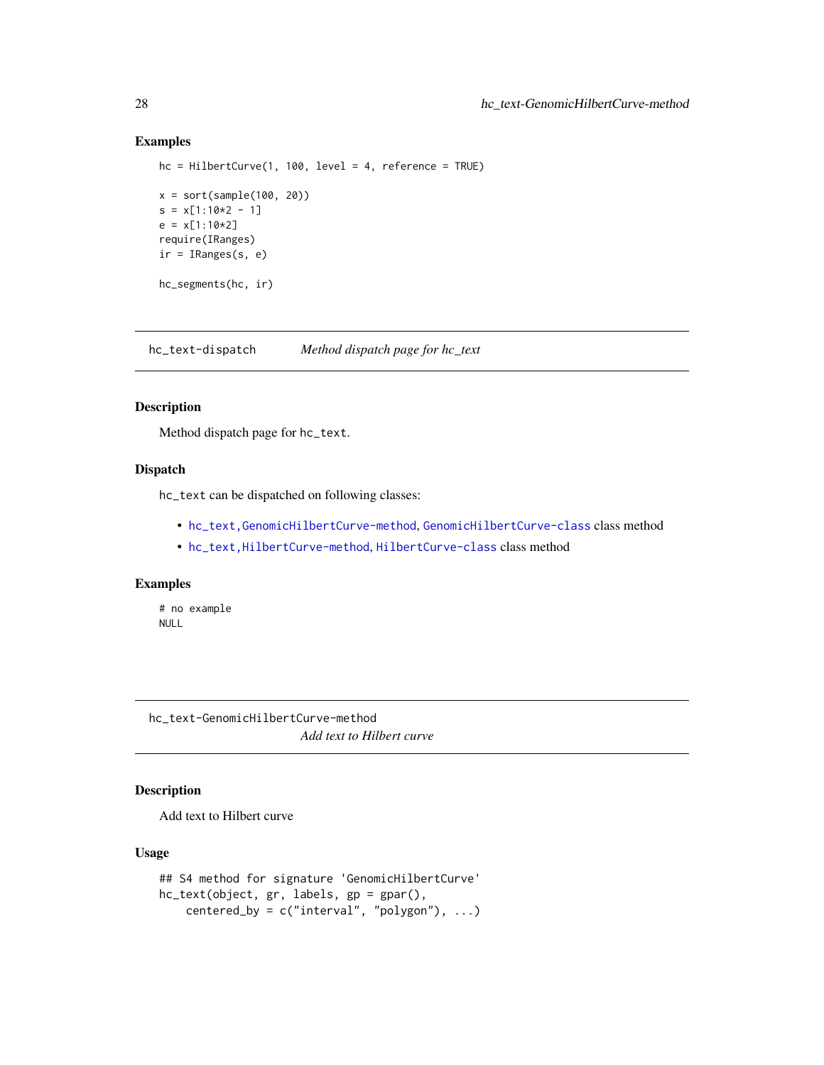## Examples

```
hc = HilbertCurve(1, 100, level = 4, reference = TRUE)

x = sort(sample(100, 20))
s = x[1:10*2 - 1]
e = x[1:10*2]
require(IRanges)
ir = IRanges(s, e)

hc_segments(hc, ir)
```

---

# hc_text-dispatch    *Method dispatch page for hc_text*

## Description

Method dispatch page for `hc_text`.

## Dispatch

`hc_text` can be dispatched on following classes:

- `hc_text,GenomicHilbertCurve-method`, `GenomicHilbertCurve-class` class method
- `hc_text,HilbertCurve-method`, `HilbertCurve-class` class method

## Examples

```
# no example
NULL
```

---

# hc_text-GenomicHilbertCurve-method    *Add text to Hilbert curve*

## Description

Add text to Hilbert curve

## Usage

```
## S4 method for signature 'GenomicHilbertCurve'
hc_text(object, gr, labels, gp = gpar(),
    centered_by = c("interval", "polygon"), ...)
```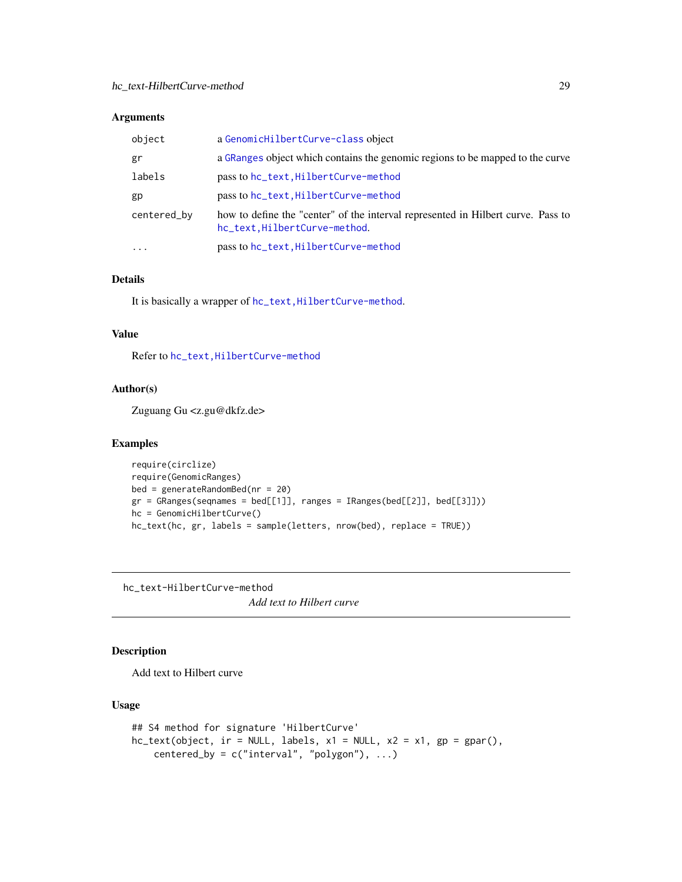### Arguments

| | |
|---|---|
| object | a GenomicHilbertCurve-class object |
| gr | a GRanges object which contains the genomic regions to be mapped to the curve |
| labels | pass to hc_text,HilbertCurve-method |
| gp | pass to hc_text,HilbertCurve-method |
| centered_by | how to define the "center" of the interval represented in Hilbert curve. Pass to hc_text,HilbertCurve-method. |
| ... | pass to hc_text,HilbertCurve-method |

### Details

It is basically a wrapper of hc_text,HilbertCurve-method.

### Value

Refer to hc_text,HilbertCurve-method

### Author(s)

Zuguang Gu <z.gu@dkfz.de>

### Examples

```
require(circlize)
require(GenomicRanges)
bed = generateRandomBed(nr = 20)
gr = GRanges(seqnames = bed[[1]], ranges = IRanges(bed[[2]], bed[[3]]))
hc = GenomicHilbertCurve()
hc_text(hc, gr, labels = sample(letters, nrow(bed), replace = TRUE))
```

---

## hc_text-HilbertCurve-method

*Add text to Hilbert curve*

### Description

Add text to Hilbert curve

### Usage

```
## S4 method for signature 'HilbertCurve'
hc_text(object, ir = NULL, labels, x1 = NULL, x2 = x1, gp = gpar(),
    centered_by = c("interval", "polygon"), ...)
```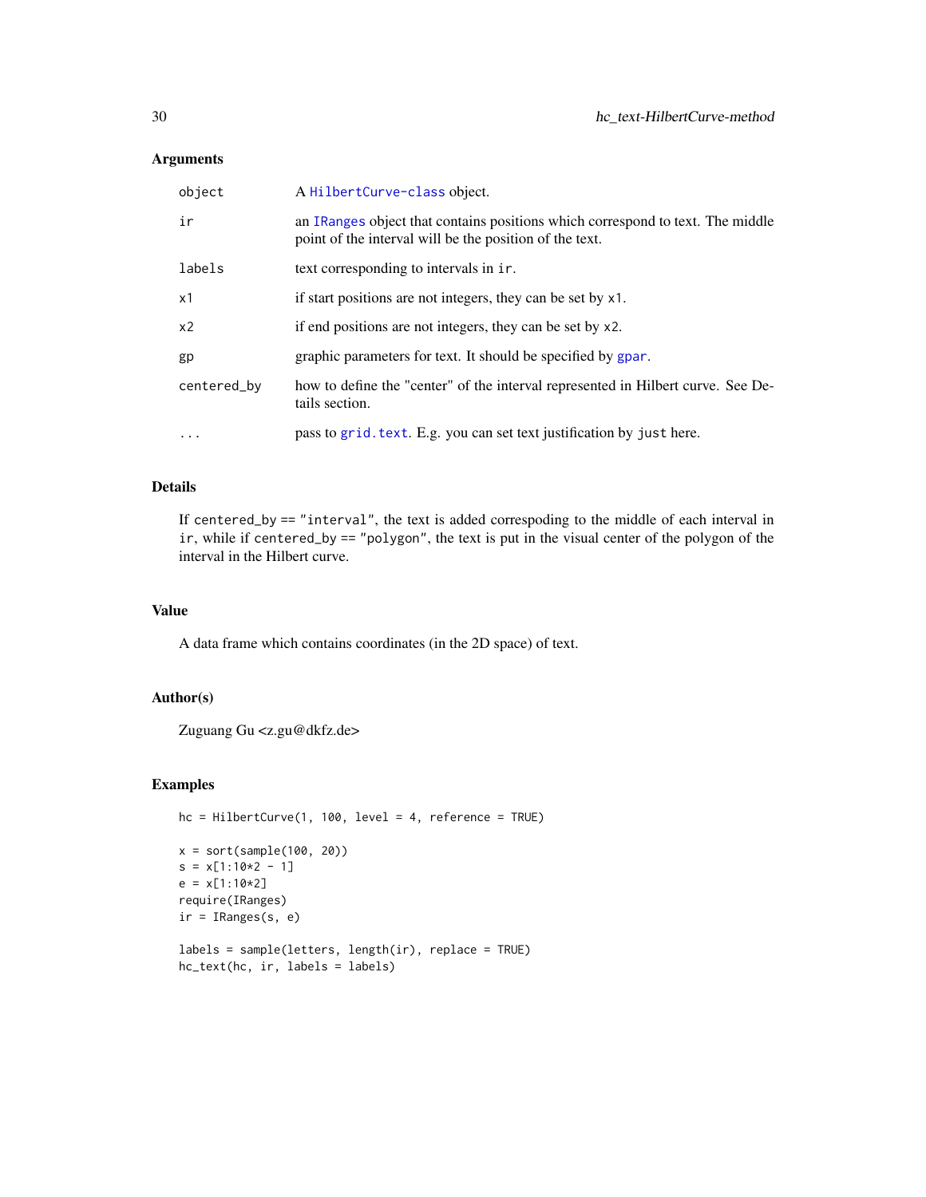## Arguments

| | |
|---|---|
| `object` | A `HilbertCurve-class` object. |
| `ir` | an `IRanges` object that contains positions which correspond to text. The middle point of the interval will be the position of the text. |
| `labels` | text corresponding to intervals in `ir`. |
| `x1` | if start positions are not integers, they can be set by `x1`. |
| `x2` | if end positions are not integers, they can be set by `x2`. |
| `gp` | graphic parameters for text. It should be specified by `gpar`. |
| `centered_by` | how to define the "center" of the interval represented in Hilbert curve. See Details section. |
| `...` | pass to `grid.text`. E.g. you can set text justification by `just` here. |

## Details

If `centered_by == "interval"`, the text is added correspoding to the middle of each interval in `ir`, while if `centered_by == "polygon"`, the text is put in the visual center of the polygon of the interval in the Hilbert curve.

## Value

A data frame which contains coordinates (in the 2D space) of text.

## Author(s)

Zuguang Gu <z.gu@dkfz.de>

## Examples

```
hc = HilbertCurve(1, 100, level = 4, reference = TRUE)

x = sort(sample(100, 20))
s = x[1:10*2 - 1]
e = x[1:10*2]
require(IRanges)
ir = IRanges(s, e)

labels = sample(letters, length(ir), replace = TRUE)
hc_text(hc, ir, labels = labels)
```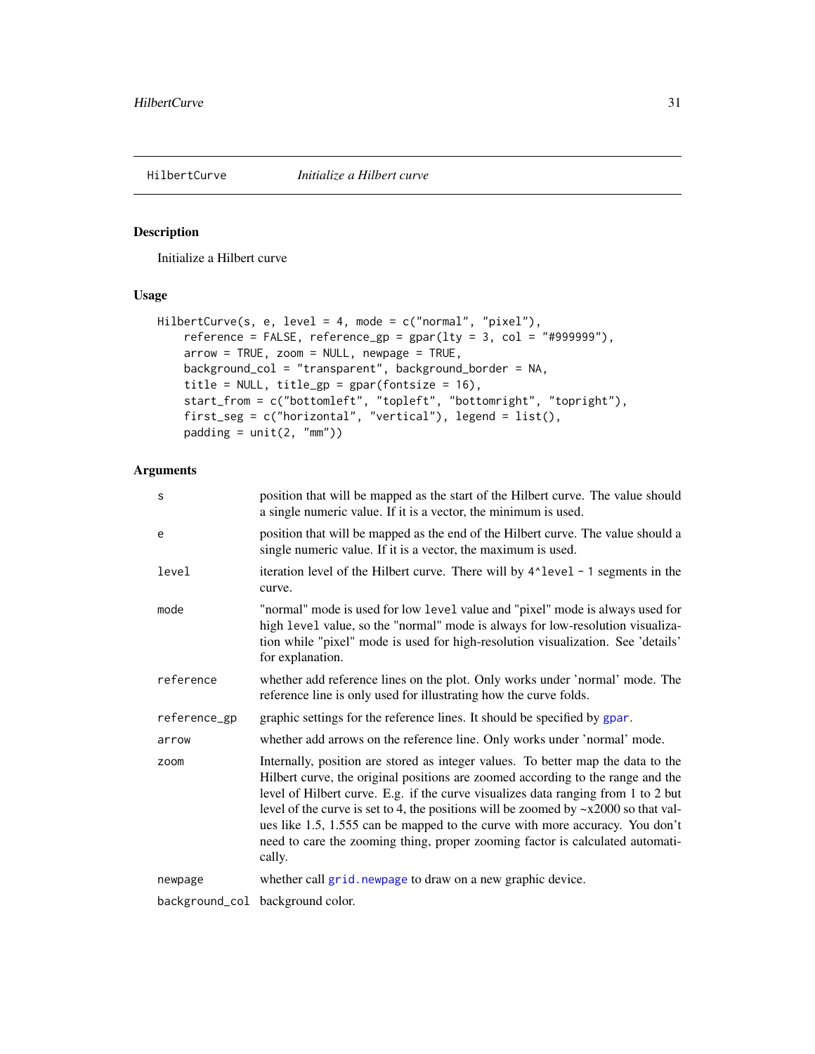HilbertCurve    *Initialize a Hilbert curve*

## Description

Initialize a Hilbert curve

## Usage

```
HilbertCurve(s, e, level = 4, mode = c("normal", "pixel"),
    reference = FALSE, reference_gp = gpar(lty = 3, col = "#999999"),
    arrow = TRUE, zoom = NULL, newpage = TRUE,
    background_col = "transparent", background_border = NA,
    title = NULL, title_gp = gpar(fontsize = 16),
    start_from = c("bottomleft", "topleft", "bottomright", "topright"),
    first_seg = c("horizontal", "vertical"), legend = list(),
    padding = unit(2, "mm"))
```

## Arguments

| | |
|---|---|
| s | position that will be mapped as the start of the Hilbert curve. The value should a single numeric value. If it is a vector, the minimum is used. |
| e | position that will be mapped as the end of the Hilbert curve. The value should a single numeric value. If it is a vector, the maximum is used. |
| level | iteration level of the Hilbert curve. There will by `4^level - 1` segments in the curve. |
| mode | "normal" mode is used for low `level` value and "pixel" mode is always used for high `level` value, so the "normal" mode is always for low-resolution visualization while "pixel" mode is used for high-resolution visualization. See 'details' for explanation. |
| reference | whether add reference lines on the plot. Only works under 'normal' mode. The reference line is only used for illustrating how the curve folds. |
| reference_gp | graphic settings for the reference lines. It should be specified by `gpar`. |
| arrow | whether add arrows on the reference line. Only works under 'normal' mode. |
| zoom | Internally, position are stored as integer values. To better map the data to the Hilbert curve, the original positions are zoomed according to the range and the level of Hilbert curve. E.g. if the curve visualizes data ranging from 1 to 2 but level of the curve is set to 4, the positions will be zoomed by ~x2000 so that values like 1.5, 1.555 can be mapped to the curve with more accuracy. You don't need to care the zooming thing, proper zooming factor is calculated automatically. |
| newpage | whether call `grid.newpage` to draw on a new graphic device. |
| background_col | background color. |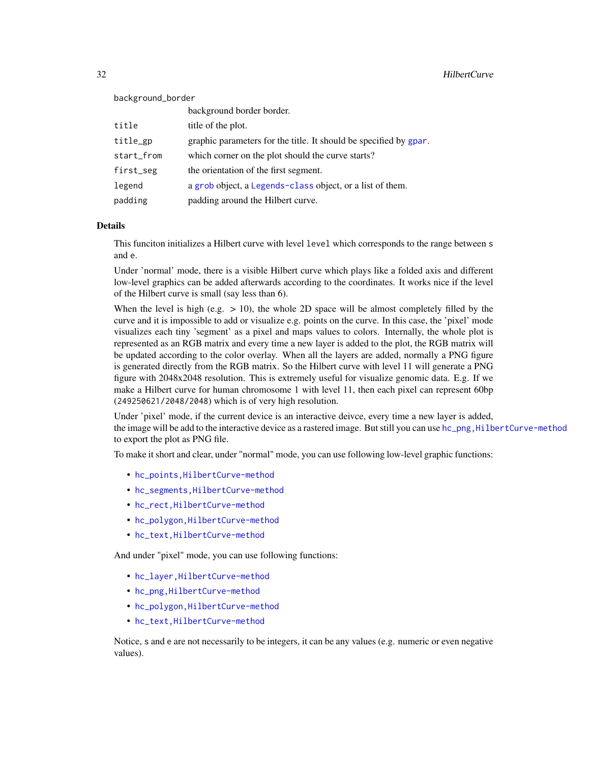| | |
|---|---|
| background_border | background border border. |
| title | title of the plot. |
| title_gp | graphic parameters for the title. It should be specified by `gpar`. |
| start_from | which corner on the plot should the curve starts? |
| first_seg | the orientation of the first segment. |
| legend | a `grob` object, a `Legends-class` object, or a list of them. |
| padding | padding around the Hilbert curve. |

## Details

This funciton initializes a Hilbert curve with level `level` which corresponds to the range between `s` and `e`.

Under 'normal' mode, there is a visible Hilbert curve which plays like a folded axis and different low-level graphics can be added afterwards according to the coordinates. It works nice if the level of the Hilbert curve is small (say less than 6).

When the level is high (e.g. > 10), the whole 2D space will be almost completely filled by the curve and it is impossible to add or visualize e.g. points on the curve. In this case, the 'pixel' mode visualizes each tiny 'segment' as a pixel and maps values to colors. Internally, the whole plot is represented as an RGB matrix and every time a new layer is added to the plot, the RGB matrix will be updated according to the color overlay. When all the layers are added, normally a PNG figure is generated directly from the RGB matrix. So the Hilbert curve with level 11 will generate a PNG figure with 2048x2048 resolution. This is extremely useful for visualize genomic data. E.g. If we make a Hilbert curve for human chromosome 1 with level 11, then each pixel can represent 60bp (`249250621/2048/2048`) which is of very high resolution.

Under 'pixel' mode, if the current device is an interactive deivce, every time a new layer is added, the image will be add to the interactive device as a rastered image. But still you can use `hc_png,HilbertCurve-method` to export the plot as PNG file.

To make it short and clear, under "normal" mode, you can use following low-level graphic functions:

- `hc_points,HilbertCurve-method`
- `hc_segments,HilbertCurve-method`
- `hc_rect,HilbertCurve-method`
- `hc_polygon,HilbertCurve-method`
- `hc_text,HilbertCurve-method`

And under "pixel" mode, you can use following functions:

- `hc_layer,HilbertCurve-method`
- `hc_png,HilbertCurve-method`
- `hc_polygon,HilbertCurve-method`
- `hc_text,HilbertCurve-method`

Notice, `s` and `e` are not necessarily to be integers, it can be any values (e.g. numeric or even negative values).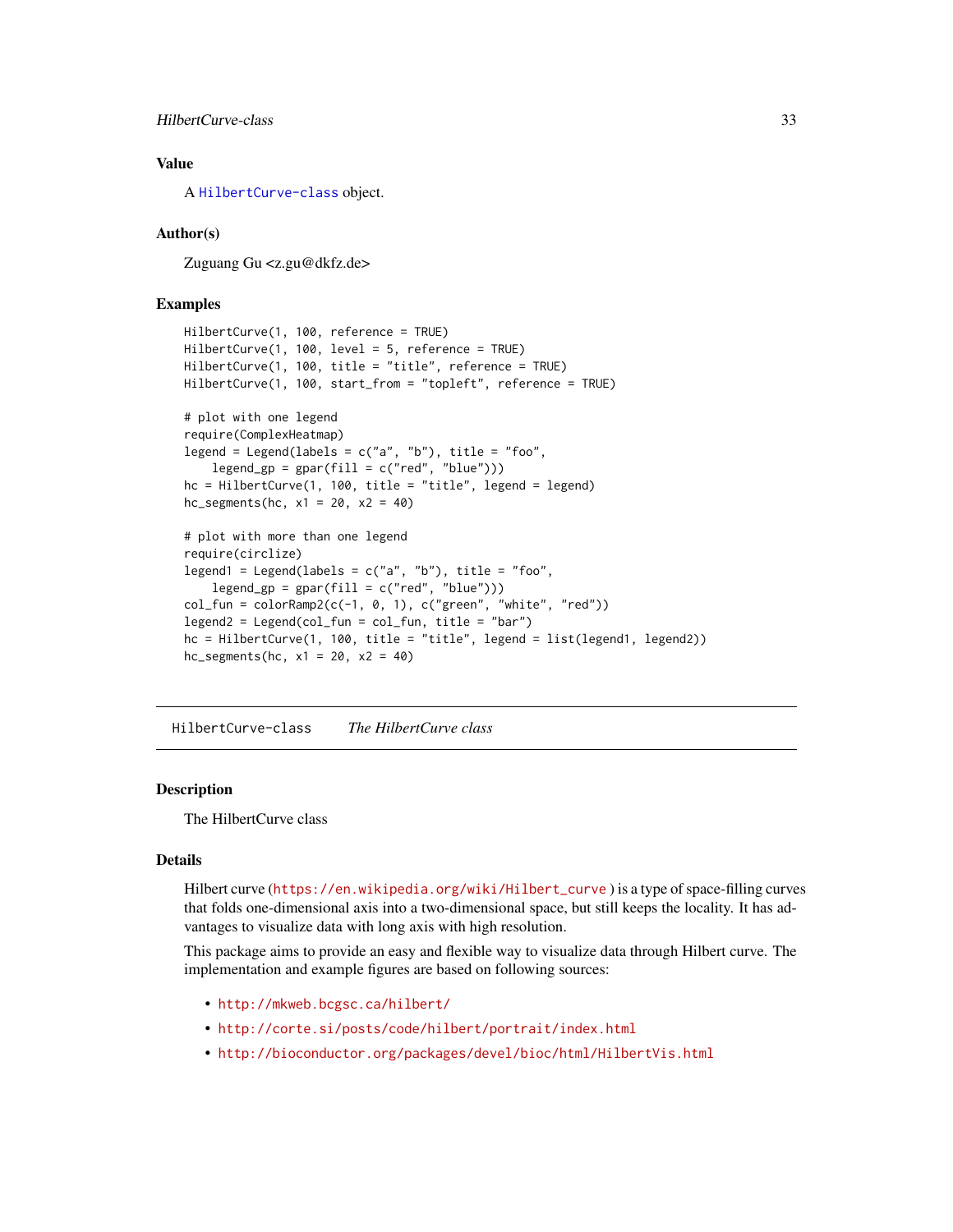## Value

A `HilbertCurve-class` object.

## Author(s)

Zuguang Gu <z.gu@dkfz.de>

## Examples

```
HilbertCurve(1, 100, reference = TRUE)
HilbertCurve(1, 100, level = 5, reference = TRUE)
HilbertCurve(1, 100, title = "title", reference = TRUE)
HilbertCurve(1, 100, start_from = "topleft", reference = TRUE)

# plot with one legend
require(ComplexHeatmap)
legend = Legend(labels = c("a", "b"), title = "foo",
    legend_gp = gpar(fill = c("red", "blue")))
hc = HilbertCurve(1, 100, title = "title", legend = legend)
hc_segments(hc, x1 = 20, x2 = 40)

# plot with more than one legend
require(circlize)
legend1 = Legend(labels = c("a", "b"), title = "foo",
    legend_gp = gpar(fill = c("red", "blue")))
col_fun = colorRamp2(c(-1, 0, 1), c("green", "white", "red"))
legend2 = Legend(col_fun = col_fun, title = "bar")
hc = HilbertCurve(1, 100, title = "title", legend = list(legend1, legend2))
hc_segments(hc, x1 = 20, x2 = 40)
```

---

# HilbertCurve-class *The HilbertCurve class*

---

## Description

The HilbertCurve class

## Details

Hilbert curve (https://en.wikipedia.org/wiki/Hilbert_curve ) is a type of space-filling curves that folds one-dimensional axis into a two-dimensional space, but still keeps the locality. It has advantages to visualize data with long axis with high resolution.

This package aims to provide an easy and flexible way to visualize data through Hilbert curve. The implementation and example figures are based on following sources:

- http://mkweb.bcgsc.ca/hilbert/
- http://corte.si/posts/code/hilbert/portrait/index.html
- http://bioconductor.org/packages/devel/bioc/html/HilbertVis.html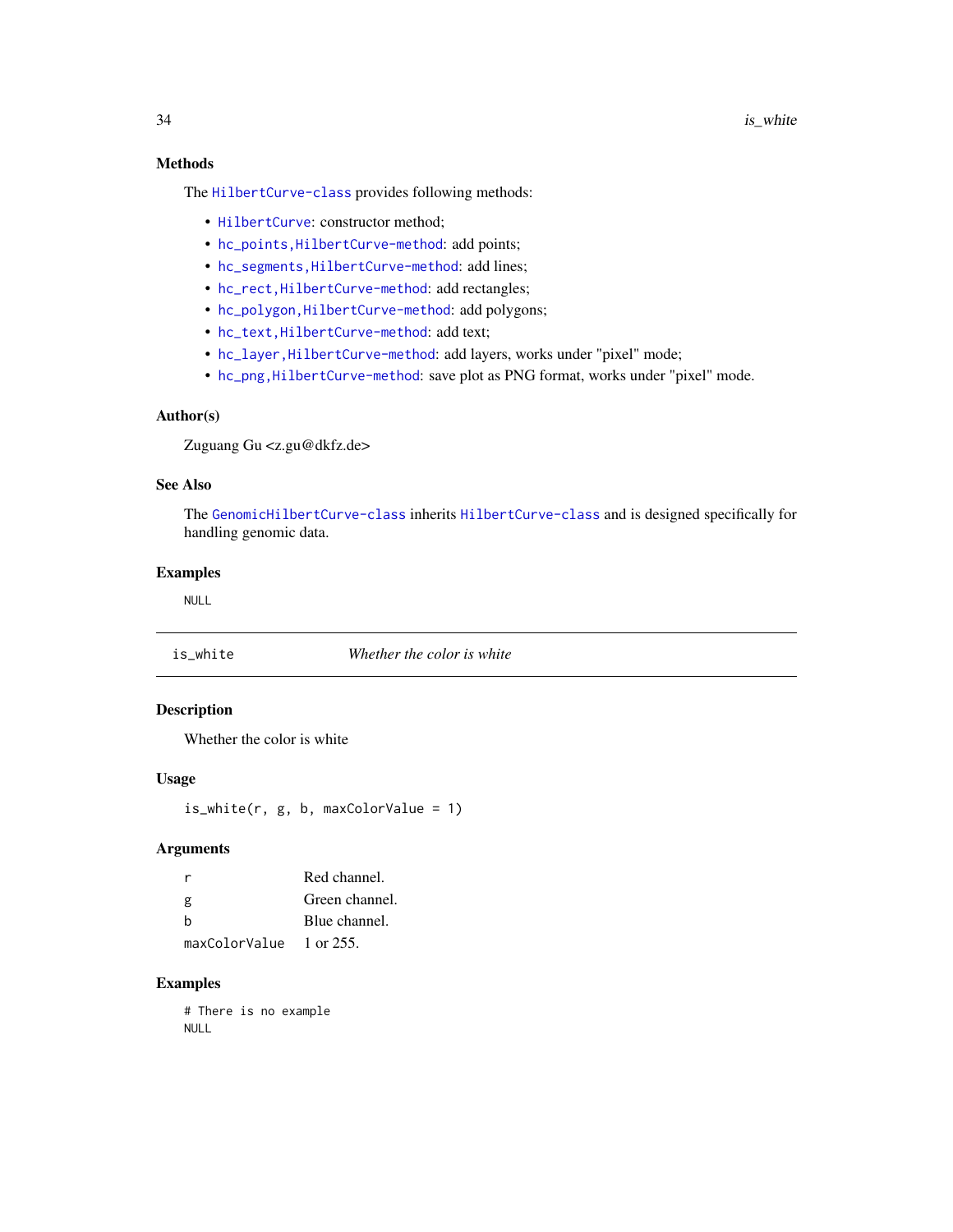## Methods

The `HilbertCurve-class` provides following methods:

- `HilbertCurve`: constructor method;
- `hc_points,HilbertCurve-method`: add points;
- `hc_segments,HilbertCurve-method`: add lines;
- `hc_rect,HilbertCurve-method`: add rectangles;
- `hc_polygon,HilbertCurve-method`: add polygons;
- `hc_text,HilbertCurve-method`: add text;
- `hc_layer,HilbertCurve-method`: add layers, works under "pixel" mode;
- `hc_png,HilbertCurve-method`: save plot as PNG format, works under "pixel" mode.

## Author(s)

Zuguang Gu <z.gu@dkfz.de>

## See Also

The `GenomicHilbertCurve-class` inherits `HilbertCurve-class` and is designed specifically for handling genomic data.

## Examples

```
NULL
```

---

# is_white — *Whether the color is white*

## Description

Whether the color is white

## Usage

```
is_white(r, g, b, maxColorValue = 1)
```

## Arguments

| | |
|---|---|
| `r` | Red channel. |
| `g` | Green channel. |
| `b` | Blue channel. |
| `maxColorValue` | 1 or 255. |

## Examples

```
# There is no example
NULL
```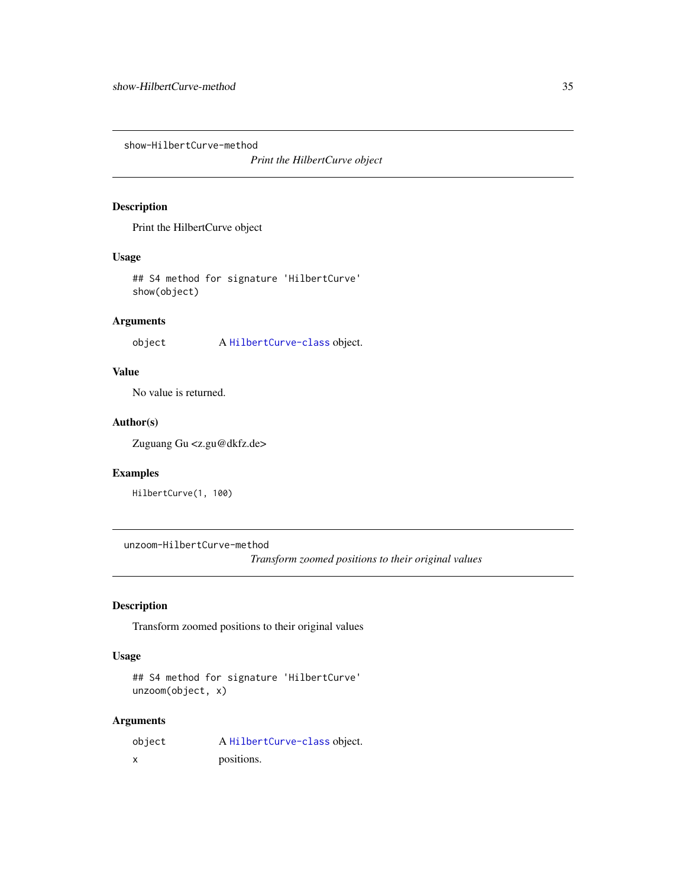## show-HilbertCurve-method

*Print the HilbertCurve object*

### Description

Print the HilbertCurve object

### Usage

```
## S4 method for signature 'HilbertCurve'
show(object)
```

### Arguments

| | |
|---|---|
| `object` | A `HilbertCurve-class` object. |

### Value

No value is returned.

### Author(s)

Zuguang Gu <z.gu@dkfz.de>

### Examples

```
HilbertCurve(1, 100)
```

## unzoom-HilbertCurve-method

*Transform zoomed positions to their original values*

### Description

Transform zoomed positions to their original values

### Usage

```
## S4 method for signature 'HilbertCurve'
unzoom(object, x)
```

### Arguments

| | |
|---|---|
| `object` | A `HilbertCurve-class` object. |
| `x` | positions. |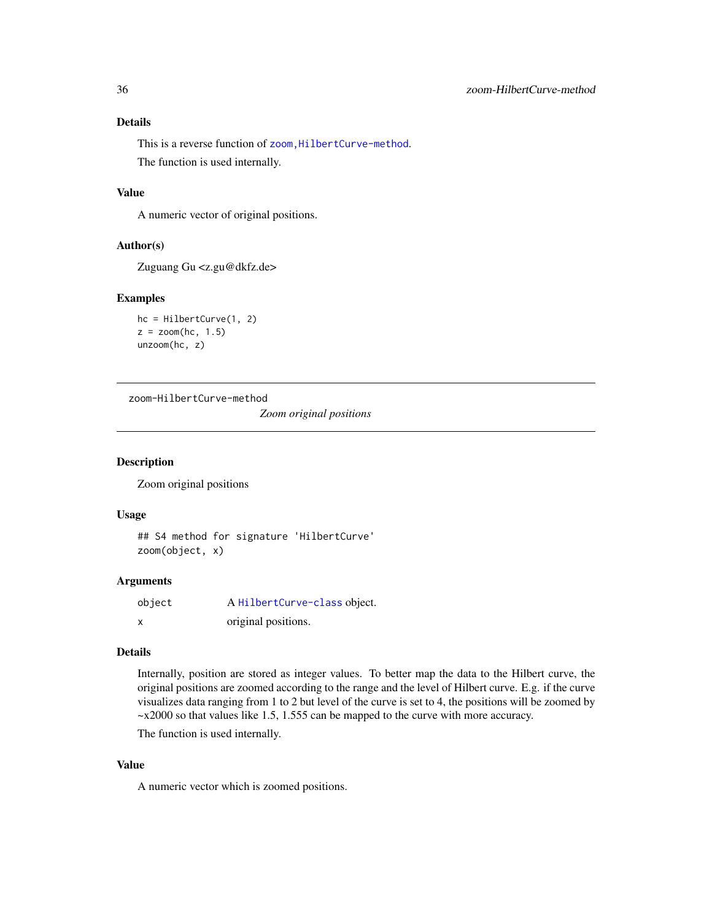## Details

This is a reverse function of `zoom,HilbertCurve-method`.

The function is used internally.

## Value

A numeric vector of original positions.

## Author(s)

Zuguang Gu <z.gu@dkfz.de>

## Examples

```
hc = HilbertCurve(1, 2)
z = zoom(hc, 1.5)
unzoom(hc, z)
```

---

# zoom-HilbertCurve-method

*Zoom original positions*

---

## Description

Zoom original positions

## Usage

```
## S4 method for signature 'HilbertCurve'
zoom(object, x)
```

## Arguments

| | |
|---|---|
| `object` | A `HilbertCurve-class` object. |
| `x` | original positions. |

## Details

Internally, position are stored as integer values. To better map the data to the Hilbert curve, the original positions are zoomed according to the range and the level of Hilbert curve. E.g. if the curve visualizes data ranging from 1 to 2 but level of the curve is set to 4, the positions will be zoomed by ~x2000 so that values like 1.5, 1.555 can be mapped to the curve with more accuracy.

The function is used internally.

## Value

A numeric vector which is zoomed positions.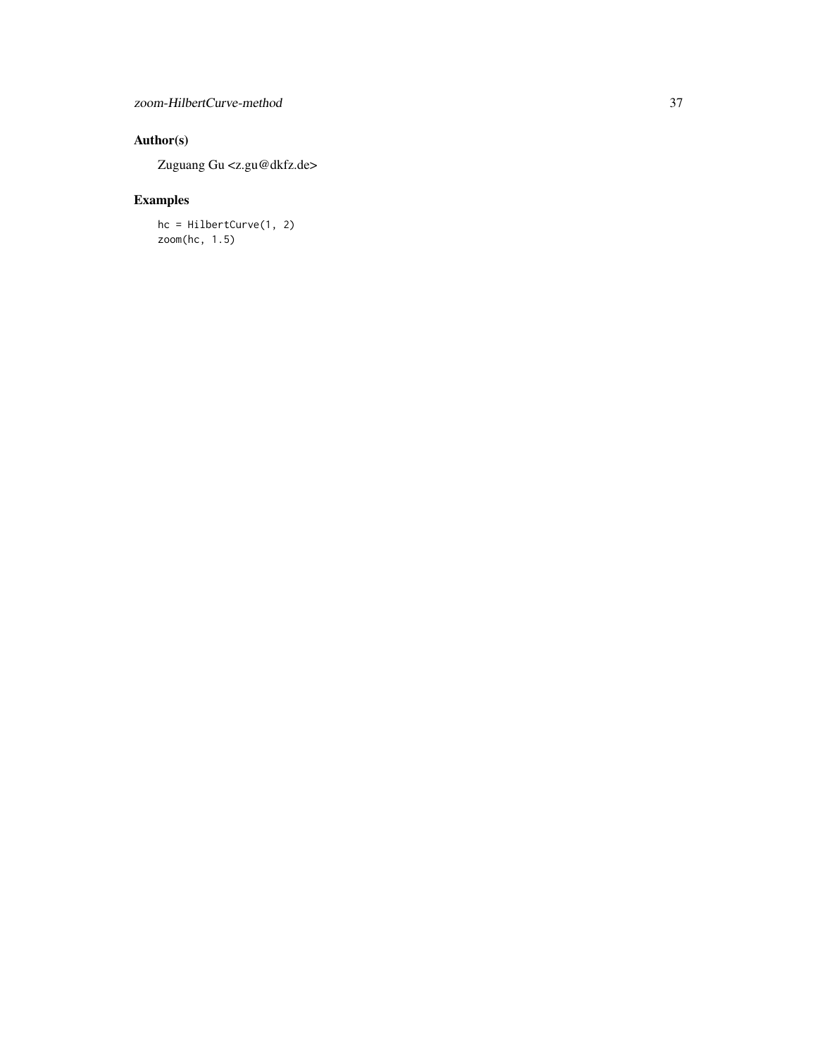## Author(s)

Zuguang Gu <z.gu@dkfz.de>

## Examples

```
hc = HilbertCurve(1, 2)
zoom(hc, 1.5)
```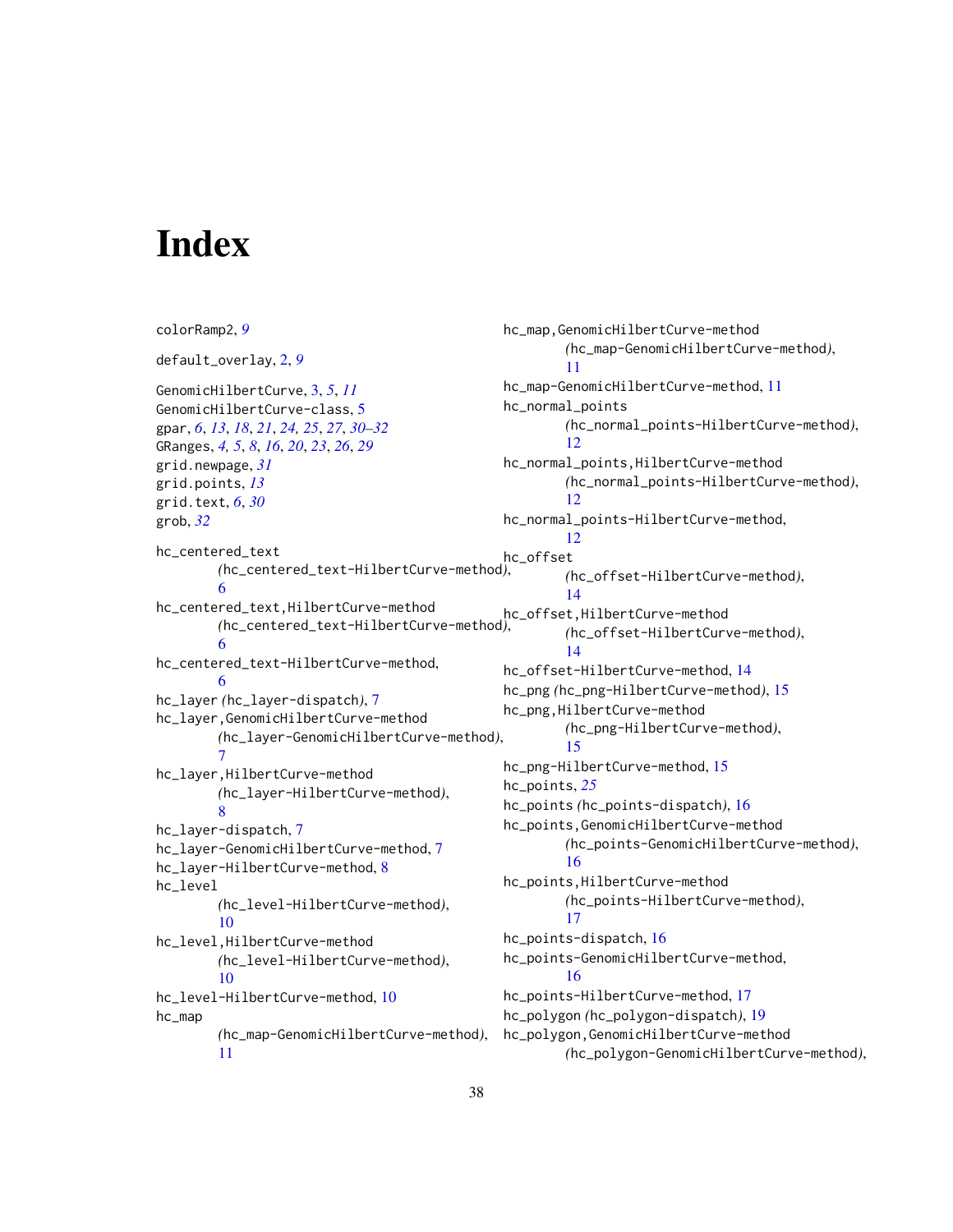# Index

colorRamp2, *9*

default_overlay, 2, *9*

GenomicHilbertCurve, 3, *5*, *11*
GenomicHilbertCurve-class, 5
gpar, *6*, *13*, *18*, *21*, *24, 25*, *27*, *30–32*
GRanges, *4, 5*, *8*, *16*, *20*, *23*, *26*, *29*
grid.newpage, *31*
grid.points, *13*
grid.text, *6*, *30*
grob, *32*

hc_centered_text *(hc_centered_text-HilbertCurve-method)*, 6
hc_centered_text,HilbertCurve-method *(hc_centered_text-HilbertCurve-method)*, 6
hc_centered_text-HilbertCurve-method, 6
hc_layer *(hc_layer-dispatch)*, 7
hc_layer,GenomicHilbertCurve-method *(hc_layer-GenomicHilbertCurve-method)*, 7
hc_layer,HilbertCurve-method *(hc_layer-HilbertCurve-method)*, 8
hc_layer-dispatch, 7
hc_layer-GenomicHilbertCurve-method, 7
hc_layer-HilbertCurve-method, 8
hc_level *(hc_level-HilbertCurve-method)*, 10
hc_level,HilbertCurve-method *(hc_level-HilbertCurve-method)*, 10
hc_level-HilbertCurve-method, 10
hc_map *(hc_map-GenomicHilbertCurve-method)*, 11
hc_map,GenomicHilbertCurve-method *(hc_map-GenomicHilbertCurve-method)*, 11
hc_map-GenomicHilbertCurve-method, 11
hc_normal_points *(hc_normal_points-HilbertCurve-method)*, 12
hc_normal_points,HilbertCurve-method *(hc_normal_points-HilbertCurve-method)*, 12
hc_normal_points-HilbertCurve-method, 12
hc_offset *(hc_offset-HilbertCurve-method)*, 14
hc_offset,HilbertCurve-method *(hc_offset-HilbertCurve-method)*, 14
hc_offset-HilbertCurve-method, 14
hc_png *(hc_png-HilbertCurve-method)*, 15
hc_png,HilbertCurve-method *(hc_png-HilbertCurve-method)*, 15
hc_png-HilbertCurve-method, 15
hc_points, *25*
hc_points *(hc_points-dispatch)*, 16
hc_points,GenomicHilbertCurve-method *(hc_points-GenomicHilbertCurve-method)*, 16
hc_points,HilbertCurve-method *(hc_points-HilbertCurve-method)*, 17
hc_points-dispatch, 16
hc_points-GenomicHilbertCurve-method, 16
hc_points-HilbertCurve-method, 17
hc_polygon *(hc_polygon-dispatch)*, 19
hc_polygon,GenomicHilbertCurve-method *(hc_polygon-GenomicHilbertCurve-method)*,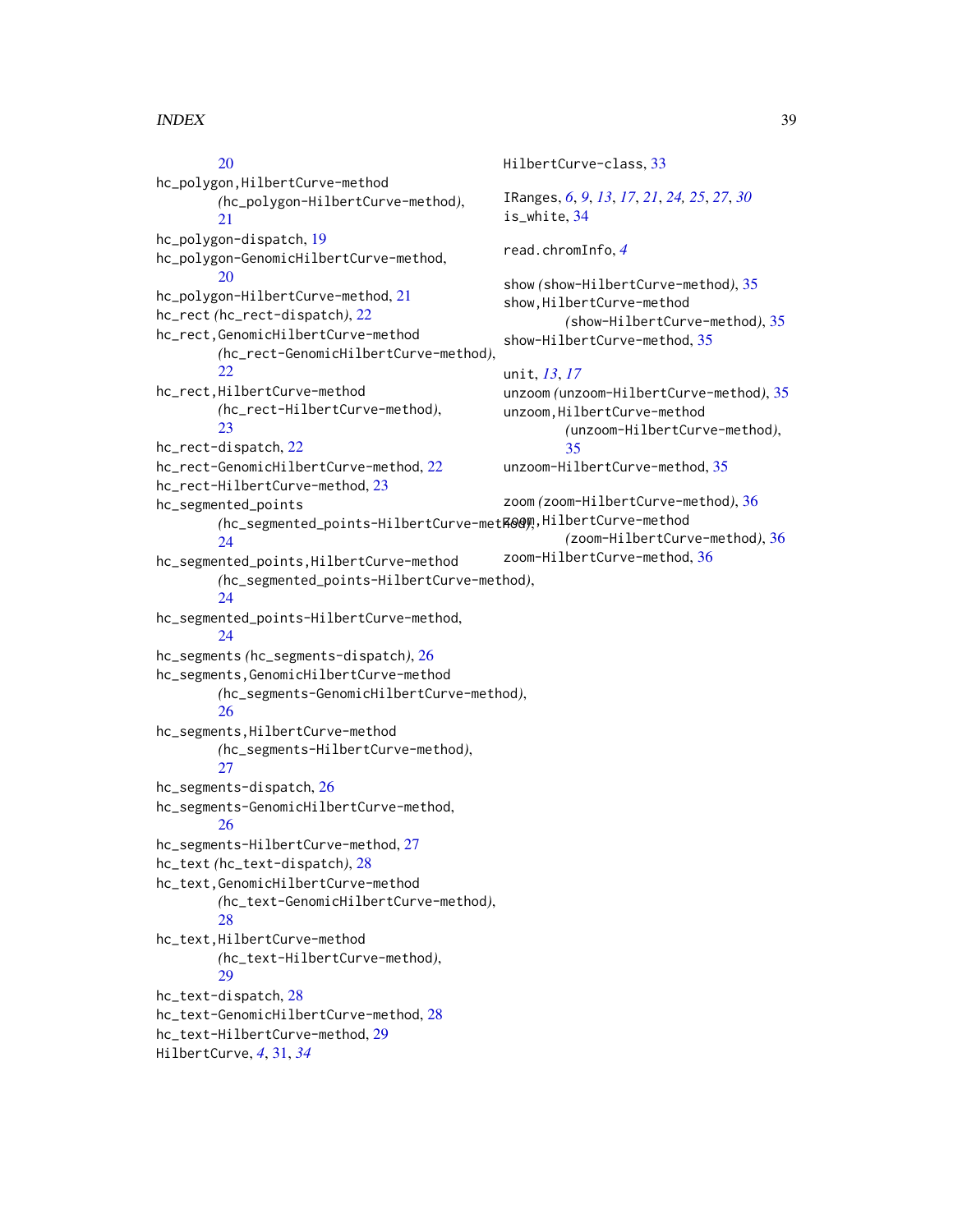20
hc_polygon,HilbertCurve-method
(hc_polygon-HilbertCurve-method),
21
hc_polygon-dispatch, 19
hc_polygon-GenomicHilbertCurve-method,
20
hc_polygon-HilbertCurve-method, 21
hc_rect (hc_rect-dispatch), 22
hc_rect,GenomicHilbertCurve-method
(hc_rect-GenomicHilbertCurve-method),
22
hc_rect,HilbertCurve-method
(hc_rect-HilbertCurve-method),
23
hc_rect-dispatch, 22
hc_rect-GenomicHilbertCurve-method, 22
hc_rect-HilbertCurve-method, 23
hc_segmented_points
(hc_segmented_points-HilbertCurve-method),
24
hc_segmented_points,HilbertCurve-method
(hc_segmented_points-HilbertCurve-method),
24
hc_segmented_points-HilbertCurve-method,
24
hc_segments (hc_segments-dispatch), 26
hc_segments,GenomicHilbertCurve-method
(hc_segments-GenomicHilbertCurve-method),
26
hc_segments,HilbertCurve-method
(hc_segments-HilbertCurve-method),
27
hc_segments-dispatch, 26
hc_segments-GenomicHilbertCurve-method,
26
hc_segments-HilbertCurve-method, 27
hc_text (hc_text-dispatch), 28
hc_text,GenomicHilbertCurve-method
(hc_text-GenomicHilbertCurve-method),
28
hc_text,HilbertCurve-method
(hc_text-HilbertCurve-method),
29
hc_text-dispatch, 28
hc_text-GenomicHilbertCurve-method, 28
hc_text-HilbertCurve-method, 29
HilbertCurve, *4*, 31, *34*

HilbertCurve-class, 33

IRanges, *6*, *9*, *13*, *17*, *21*, *24, 25*, *27*, *30*
is_white, 34

read.chromInfo, *4*

show (show-HilbertCurve-method), 35
show,HilbertCurve-method
(show-HilbertCurve-method), 35
show-HilbertCurve-method, 35

unit, *13*, *17*
unzoom (unzoom-HilbertCurve-method), 35
unzoom,HilbertCurve-method
(unzoom-HilbertCurve-method),
35
unzoom-HilbertCurve-method, 35

zoom (zoom-HilbertCurve-method), 36
zoom,HilbertCurve-method
(zoom-HilbertCurve-method), 36
zoom-HilbertCurve-method, 36